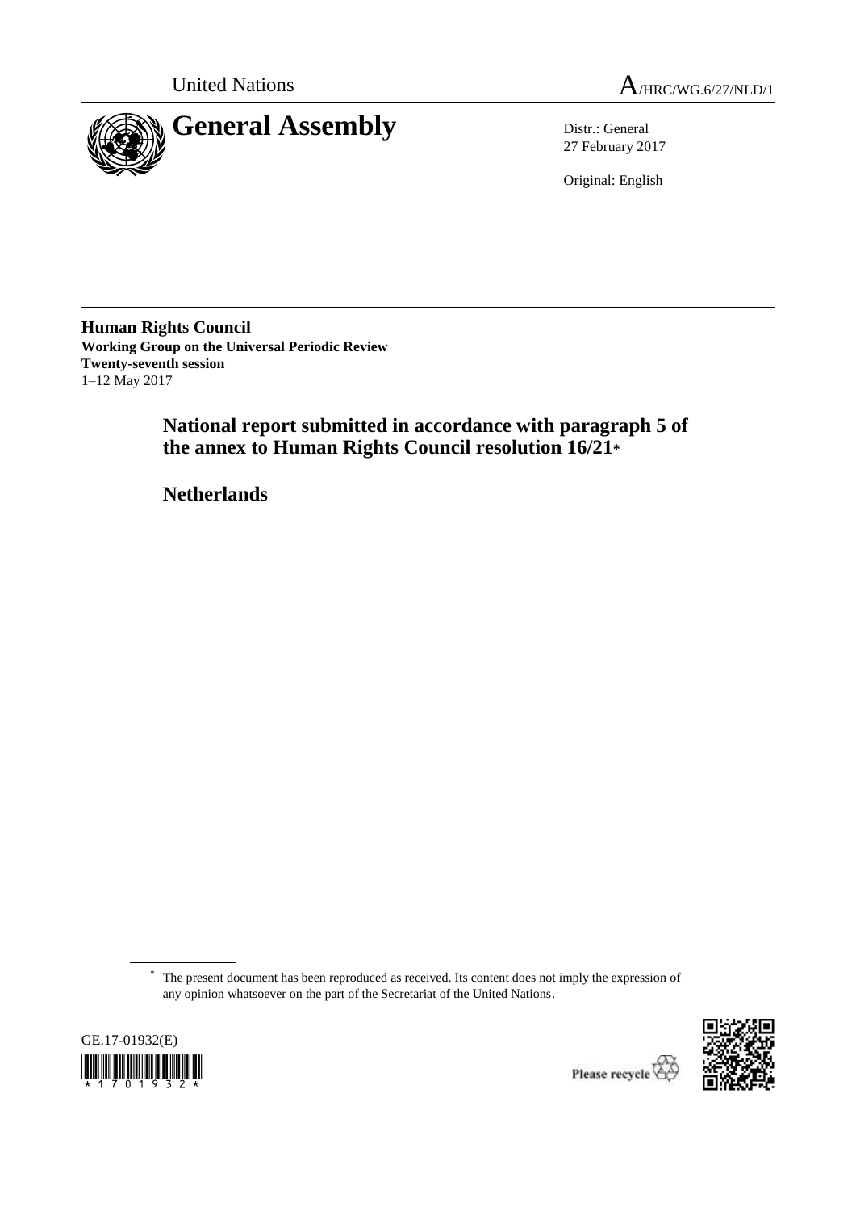United Nations

A/HRC/WG.6/27/NLD/1

# General Assembly

Distr.: General
27 February 2017

Original: English

**Human Rights Council**
**Working Group on the Universal Periodic Review**
**Twenty-seventh session**
1–12 May 2017

## National report submitted in accordance with paragraph 5 of the annex to Human Rights Council resolution 16/21*

## Netherlands

\* The present document has been reproduced as received. Its content does not imply the expression of any opinion whatsoever on the part of the Secretariat of the United Nations.

GE.17-01932(E)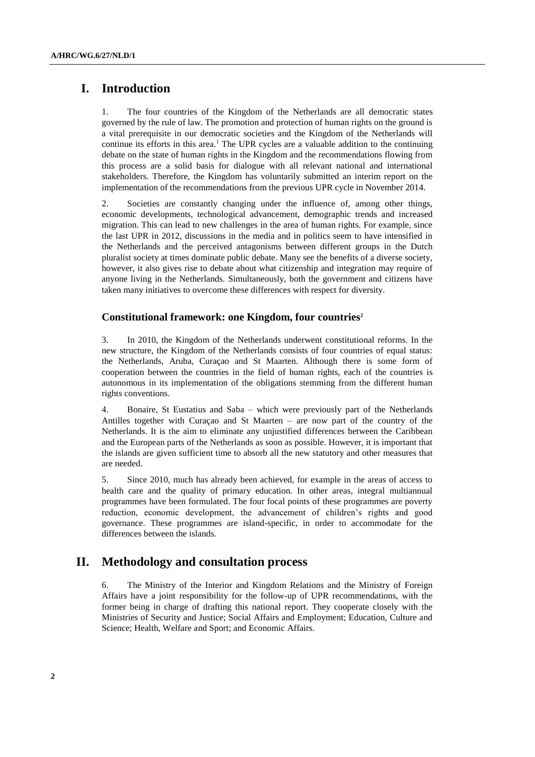# I. Introduction

1. The four countries of the Kingdom of the Netherlands are all democratic states governed by the rule of law. The promotion and protection of human rights on the ground is a vital prerequisite in our democratic societies and the Kingdom of the Netherlands will continue its efforts in this area.[1] The UPR cycles are a valuable addition to the continuing debate on the state of human rights in the Kingdom and the recommendations flowing from this process are a solid basis for dialogue with all relevant national and international stakeholders. Therefore, the Kingdom has voluntarily submitted an interim report on the implementation of the recommendations from the previous UPR cycle in November 2014.

2. Societies are constantly changing under the influence of, among other things, economic developments, technological advancement, demographic trends and increased migration. This can lead to new challenges in the area of human rights. For example, since the last UPR in 2012, discussions in the media and in politics seem to have intensified in the Netherlands and the perceived antagonisms between different groups in the Dutch pluralist society at times dominate public debate. Many see the benefits of a diverse society, however, it also gives rise to debate about what citizenship and integration may require of anyone living in the Netherlands. Simultaneously, both the government and citizens have taken many initiatives to overcome these differences with respect for diversity.

### Constitutional framework: one Kingdom, four countries[2]

3. In 2010, the Kingdom of the Netherlands underwent constitutional reforms. In the new structure, the Kingdom of the Netherlands consists of four countries of equal status: the Netherlands, Aruba, Curaçao and St Maarten. Although there is some form of cooperation between the countries in the field of human rights, each of the countries is autonomous in its implementation of the obligations stemming from the different human rights conventions.

4. Bonaire, St Eustatius and Saba – which were previously part of the Netherlands Antilles together with Curaçao and St Maarten – are now part of the country of the Netherlands. It is the aim to eliminate any unjustified differences between the Caribbean and the European parts of the Netherlands as soon as possible. However, it is important that the islands are given sufficient time to absorb all the new statutory and other measures that are needed.

5. Since 2010, much has already been achieved, for example in the areas of access to health care and the quality of primary education. In other areas, integral multiannual programmes have been formulated. The four focal points of these programmes are poverty reduction, economic development, the advancement of children's rights and good governance. These programmes are island-specific, in order to accommodate for the differences between the islands.

# II. Methodology and consultation process

6. The Ministry of the Interior and Kingdom Relations and the Ministry of Foreign Affairs have a joint responsibility for the follow-up of UPR recommendations, with the former being in charge of drafting this national report. They cooperate closely with the Ministries of Security and Justice; Social Affairs and Employment; Education, Culture and Science; Health, Welfare and Sport; and Economic Affairs.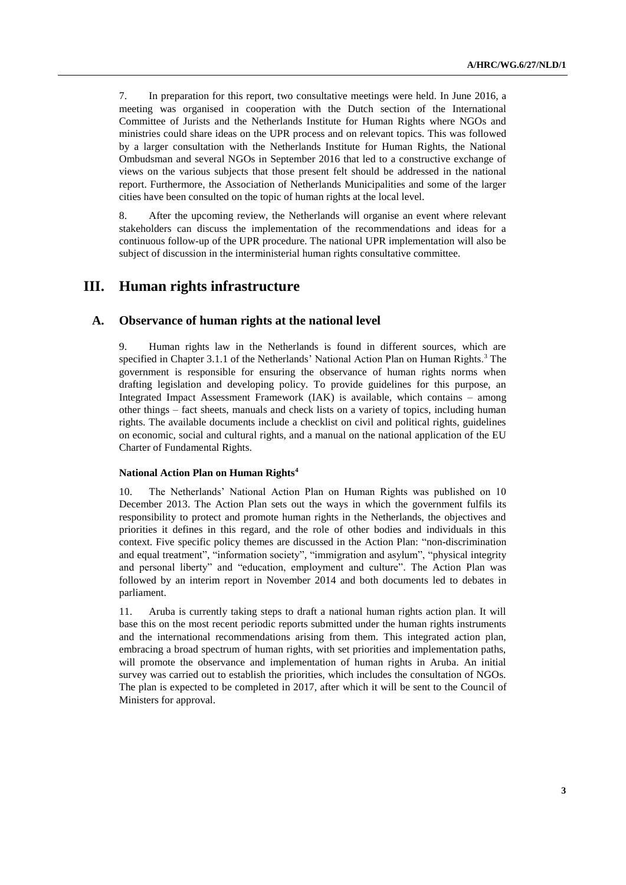7. In preparation for this report, two consultative meetings were held. In June 2016, a meeting was organised in cooperation with the Dutch section of the International Committee of Jurists and the Netherlands Institute for Human Rights where NGOs and ministries could share ideas on the UPR process and on relevant topics. This was followed by a larger consultation with the Netherlands Institute for Human Rights, the National Ombudsman and several NGOs in September 2016 that led to a constructive exchange of views on the various subjects that those present felt should be addressed in the national report. Furthermore, the Association of Netherlands Municipalities and some of the larger cities have been consulted on the topic of human rights at the local level.

8. After the upcoming review, the Netherlands will organise an event where relevant stakeholders can discuss the implementation of the recommendations and ideas for a continuous follow-up of the UPR procedure. The national UPR implementation will also be subject of discussion in the interministerial human rights consultative committee.

# III. Human rights infrastructure

## A. Observance of human rights at the national level

9. Human rights law in the Netherlands is found in different sources, which are specified in Chapter 3.1.1 of the Netherlands' National Action Plan on Human Rights.[3] The government is responsible for ensuring the observance of human rights norms when drafting legislation and developing policy. To provide guidelines for this purpose, an Integrated Impact Assessment Framework (IAK) is available, which contains – among other things – fact sheets, manuals and check lists on a variety of topics, including human rights. The available documents include a checklist on civil and political rights, guidelines on economic, social and cultural rights, and a manual on the national application of the EU Charter of Fundamental Rights.

### National Action Plan on Human Rights[4]

10. The Netherlands' National Action Plan on Human Rights was published on 10 December 2013. The Action Plan sets out the ways in which the government fulfils its responsibility to protect and promote human rights in the Netherlands, the objectives and priorities it defines in this regard, and the role of other bodies and individuals in this context. Five specific policy themes are discussed in the Action Plan: "non-discrimination and equal treatment", "information society", "immigration and asylum", "physical integrity and personal liberty" and "education, employment and culture". The Action Plan was followed by an interim report in November 2014 and both documents led to debates in parliament.

11. Aruba is currently taking steps to draft a national human rights action plan. It will base this on the most recent periodic reports submitted under the human rights instruments and the international recommendations arising from them. This integrated action plan, embracing a broad spectrum of human rights, with set priorities and implementation paths, will promote the observance and implementation of human rights in Aruba. An initial survey was carried out to establish the priorities, which includes the consultation of NGOs. The plan is expected to be completed in 2017, after which it will be sent to the Council of Ministers for approval.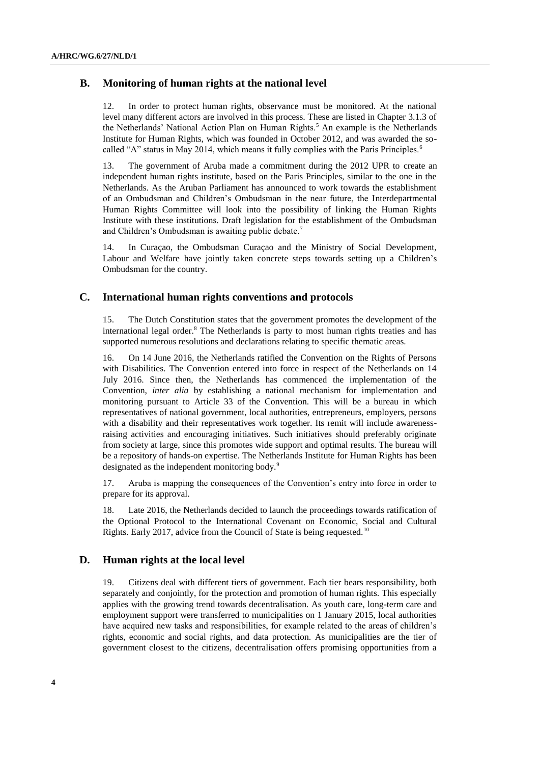## B. Monitoring of human rights at the national level

12. In order to protect human rights, observance must be monitored. At the national level many different actors are involved in this process. These are listed in Chapter 3.1.3 of the Netherlands' National Action Plan on Human Rights.[5] An example is the Netherlands Institute for Human Rights, which was founded in October 2012, and was awarded the so-called "A" status in May 2014, which means it fully complies with the Paris Principles.[6]

13. The government of Aruba made a commitment during the 2012 UPR to create an independent human rights institute, based on the Paris Principles, similar to the one in the Netherlands. As the Aruban Parliament has announced to work towards the establishment of an Ombudsman and Children's Ombudsman in the near future, the Interdepartmental Human Rights Committee will look into the possibility of linking the Human Rights Institute with these institutions. Draft legislation for the establishment of the Ombudsman and Children's Ombudsman is awaiting public debate.[7]

14. In Curaçao, the Ombudsman Curaçao and the Ministry of Social Development, Labour and Welfare have jointly taken concrete steps towards setting up a Children's Ombudsman for the country.

## C. International human rights conventions and protocols

15. The Dutch Constitution states that the government promotes the development of the international legal order.[8] The Netherlands is party to most human rights treaties and has supported numerous resolutions and declarations relating to specific thematic areas.

16. On 14 June 2016, the Netherlands ratified the Convention on the Rights of Persons with Disabilities. The Convention entered into force in respect of the Netherlands on 14 July 2016. Since then, the Netherlands has commenced the implementation of the Convention, *inter alia* by establishing a national mechanism for implementation and monitoring pursuant to Article 33 of the Convention. This will be a bureau in which representatives of national government, local authorities, entrepreneurs, employers, persons with a disability and their representatives work together. Its remit will include awareness-raising activities and encouraging initiatives. Such initiatives should preferably originate from society at large, since this promotes wide support and optimal results. The bureau will be a repository of hands-on expertise. The Netherlands Institute for Human Rights has been designated as the independent monitoring body.[9]

17. Aruba is mapping the consequences of the Convention's entry into force in order to prepare for its approval.

18. Late 2016, the Netherlands decided to launch the proceedings towards ratification of the Optional Protocol to the International Covenant on Economic, Social and Cultural Rights. Early 2017, advice from the Council of State is being requested.[10]

## D. Human rights at the local level

19. Citizens deal with different tiers of government. Each tier bears responsibility, both separately and conjointly, for the protection and promotion of human rights. This especially applies with the growing trend towards decentralisation. As youth care, long-term care and employment support were transferred to municipalities on 1 January 2015, local authorities have acquired new tasks and responsibilities, for example related to the areas of children's rights, economic and social rights, and data protection. As municipalities are the tier of government closest to the citizens, decentralisation offers promising opportunities from a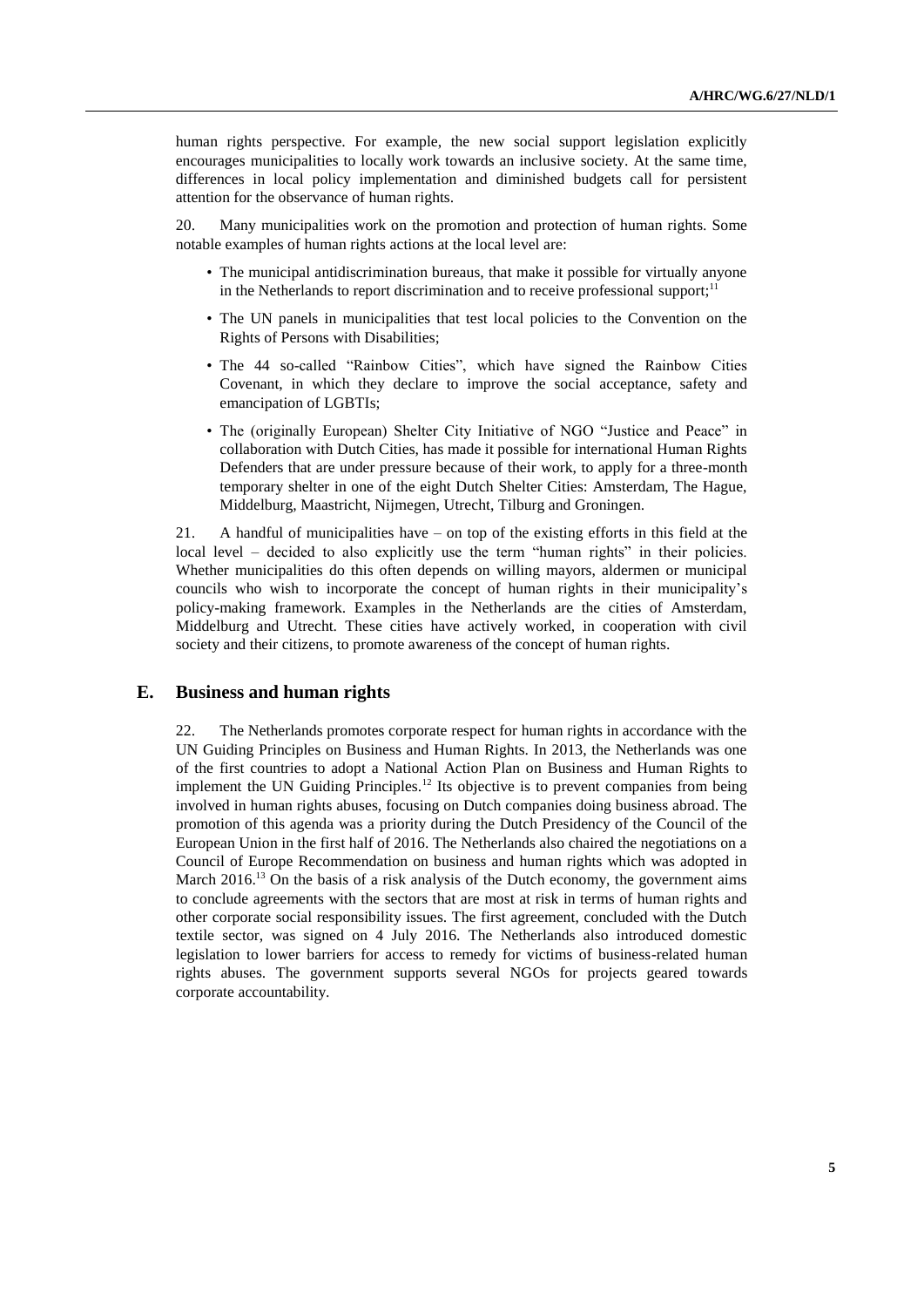human rights perspective. For example, the new social support legislation explicitly encourages municipalities to locally work towards an inclusive society. At the same time, differences in local policy implementation and diminished budgets call for persistent attention for the observance of human rights.

20. Many municipalities work on the promotion and protection of human rights. Some notable examples of human rights actions at the local level are:

- The municipal antidiscrimination bureaus, that make it possible for virtually anyone in the Netherlands to report discrimination and to receive professional support;[11]
- The UN panels in municipalities that test local policies to the Convention on the Rights of Persons with Disabilities;
- The 44 so-called "Rainbow Cities", which have signed the Rainbow Cities Covenant, in which they declare to improve the social acceptance, safety and emancipation of LGBTIs;
- The (originally European) Shelter City Initiative of NGO "Justice and Peace" in collaboration with Dutch Cities, has made it possible for international Human Rights Defenders that are under pressure because of their work, to apply for a three-month temporary shelter in one of the eight Dutch Shelter Cities: Amsterdam, The Hague, Middelburg, Maastricht, Nijmegen, Utrecht, Tilburg and Groningen.

21. A handful of municipalities have – on top of the existing efforts in this field at the local level – decided to also explicitly use the term "human rights" in their policies. Whether municipalities do this often depends on willing mayors, aldermen or municipal councils who wish to incorporate the concept of human rights in their municipality's policy-making framework. Examples in the Netherlands are the cities of Amsterdam, Middelburg and Utrecht. These cities have actively worked, in cooperation with civil society and their citizens, to promote awareness of the concept of human rights.

## E. Business and human rights

22. The Netherlands promotes corporate respect for human rights in accordance with the UN Guiding Principles on Business and Human Rights. In 2013, the Netherlands was one of the first countries to adopt a National Action Plan on Business and Human Rights to implement the UN Guiding Principles.[12] Its objective is to prevent companies from being involved in human rights abuses, focusing on Dutch companies doing business abroad. The promotion of this agenda was a priority during the Dutch Presidency of the Council of the European Union in the first half of 2016. The Netherlands also chaired the negotiations on a Council of Europe Recommendation on business and human rights which was adopted in March 2016.[13] On the basis of a risk analysis of the Dutch economy, the government aims to conclude agreements with the sectors that are most at risk in terms of human rights and other corporate social responsibility issues. The first agreement, concluded with the Dutch textile sector, was signed on 4 July 2016. The Netherlands also introduced domestic legislation to lower barriers for access to remedy for victims of business-related human rights abuses. The government supports several NGOs for projects geared towards corporate accountability.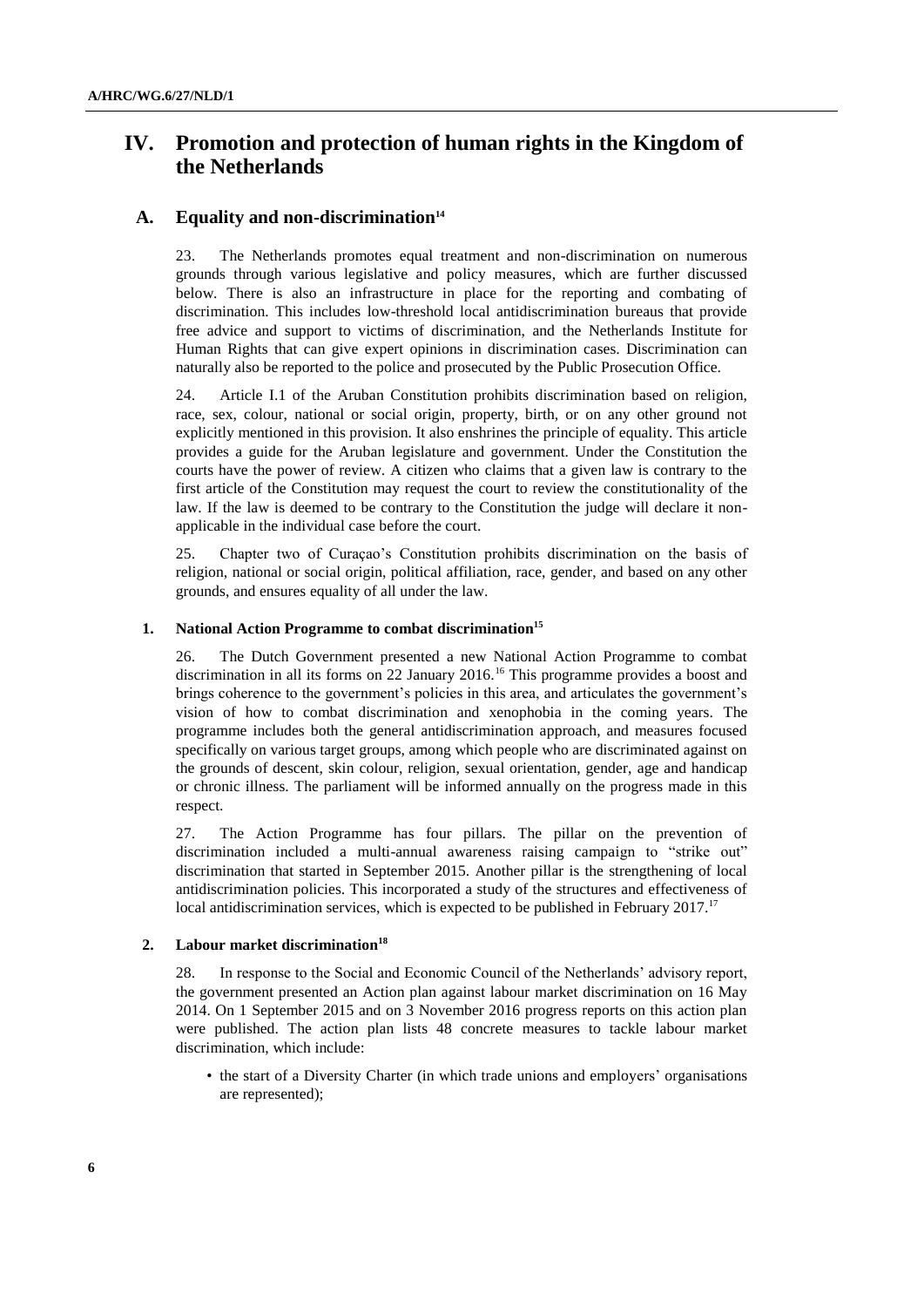# IV. Promotion and protection of human rights in the Kingdom of the Netherlands

## A. Equality and non-discrimination[14]

23. The Netherlands promotes equal treatment and non-discrimination on numerous grounds through various legislative and policy measures, which are further discussed below. There is also an infrastructure in place for the reporting and combating of discrimination. This includes low-threshold local antidiscrimination bureaus that provide free advice and support to victims of discrimination, and the Netherlands Institute for Human Rights that can give expert opinions in discrimination cases. Discrimination can naturally also be reported to the police and prosecuted by the Public Prosecution Office.

24. Article I.1 of the Aruban Constitution prohibits discrimination based on religion, race, sex, colour, national or social origin, property, birth, or on any other ground not explicitly mentioned in this provision. It also enshrines the principle of equality. This article provides a guide for the Aruban legislature and government. Under the Constitution the courts have the power of review. A citizen who claims that a given law is contrary to the first article of the Constitution may request the court to review the constitutionality of the law. If the law is deemed to be contrary to the Constitution the judge will declare it non-applicable in the individual case before the court.

25. Chapter two of Curaçao's Constitution prohibits discrimination on the basis of religion, national or social origin, political affiliation, race, gender, and based on any other grounds, and ensures equality of all under the law.

### 1. National Action Programme to combat discrimination[15]

26. The Dutch Government presented a new National Action Programme to combat discrimination in all its forms on 22 January 2016.[16] This programme provides a boost and brings coherence to the government's policies in this area, and articulates the government's vision of how to combat discrimination and xenophobia in the coming years. The programme includes both the general antidiscrimination approach, and measures focused specifically on various target groups, among which people who are discriminated against on the grounds of descent, skin colour, religion, sexual orientation, gender, age and handicap or chronic illness. The parliament will be informed annually on the progress made in this respect.

27. The Action Programme has four pillars. The pillar on the prevention of discrimination included a multi-annual awareness raising campaign to "strike out" discrimination that started in September 2015. Another pillar is the strengthening of local antidiscrimination policies. This incorporated a study of the structures and effectiveness of local antidiscrimination services, which is expected to be published in February 2017.[17]

### 2. Labour market discrimination[18]

28. In response to the Social and Economic Council of the Netherlands' advisory report, the government presented an Action plan against labour market discrimination on 16 May 2014. On 1 September 2015 and on 3 November 2016 progress reports on this action plan were published. The action plan lists 48 concrete measures to tackle labour market discrimination, which include:

- the start of a Diversity Charter (in which trade unions and employers' organisations are represented);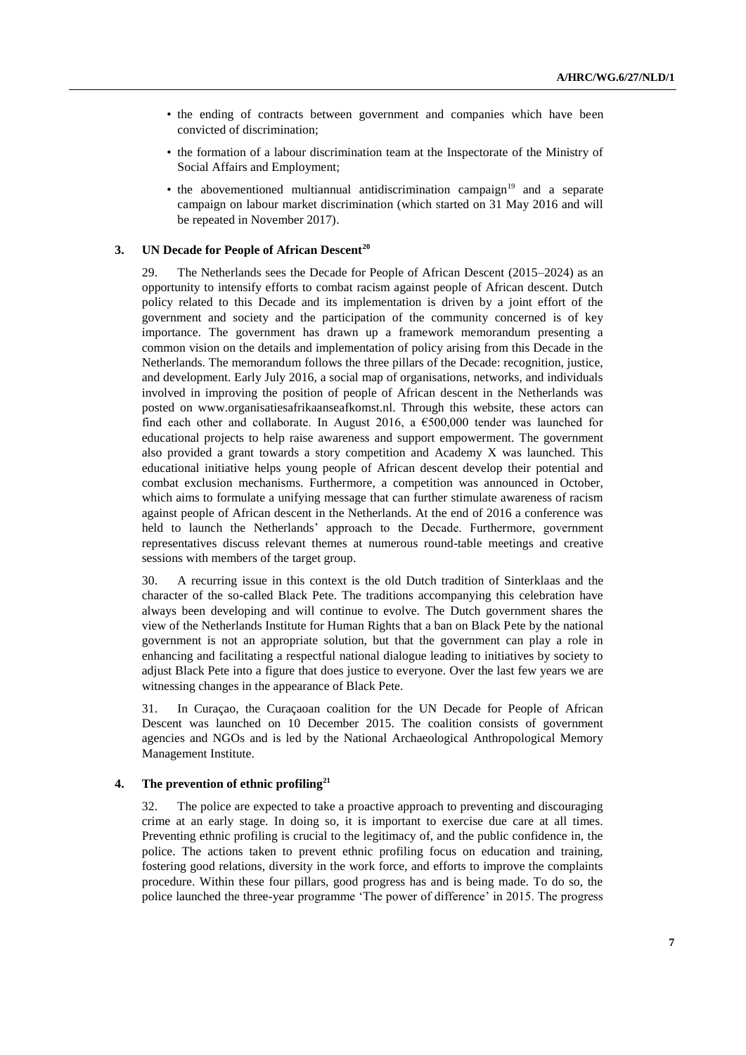- the ending of contracts between government and companies which have been convicted of discrimination;
- the formation of a labour discrimination team at the Inspectorate of the Ministry of Social Affairs and Employment;
- the abovementioned multiannual antidiscrimination campaign[19] and a separate campaign on labour market discrimination (which started on 31 May 2016 and will be repeated in November 2017).

### 3. UN Decade for People of African Descent[20]

29. The Netherlands sees the Decade for People of African Descent (2015–2024) as an opportunity to intensify efforts to combat racism against people of African descent. Dutch policy related to this Decade and its implementation is driven by a joint effort of the government and society and the participation of the community concerned is of key importance. The government has drawn up a framework memorandum presenting a common vision on the details and implementation of policy arising from this Decade in the Netherlands. The memorandum follows the three pillars of the Decade: recognition, justice, and development. Early July 2016, a social map of organisations, networks, and individuals involved in improving the position of people of African descent in the Netherlands was posted on www.organisatiesafrikaanseafkomst.nl. Through this website, these actors can find each other and collaborate. In August 2016, a €500,000 tender was launched for educational projects to help raise awareness and support empowerment. The government also provided a grant towards a story competition and Academy X was launched. This educational initiative helps young people of African descent develop their potential and combat exclusion mechanisms. Furthermore, a competition was announced in October, which aims to formulate a unifying message that can further stimulate awareness of racism against people of African descent in the Netherlands. At the end of 2016 a conference was held to launch the Netherlands' approach to the Decade. Furthermore, government representatives discuss relevant themes at numerous round-table meetings and creative sessions with members of the target group.

30. A recurring issue in this context is the old Dutch tradition of Sinterklaas and the character of the so-called Black Pete. The traditions accompanying this celebration have always been developing and will continue to evolve. The Dutch government shares the view of the Netherlands Institute for Human Rights that a ban on Black Pete by the national government is not an appropriate solution, but that the government can play a role in enhancing and facilitating a respectful national dialogue leading to initiatives by society to adjust Black Pete into a figure that does justice to everyone. Over the last few years we are witnessing changes in the appearance of Black Pete.

31. In Curaçao, the Curaçaoan coalition for the UN Decade for People of African Descent was launched on 10 December 2015. The coalition consists of government agencies and NGOs and is led by the National Archaeological Anthropological Memory Management Institute.

### 4. The prevention of ethnic profiling[21]

32. The police are expected to take a proactive approach to preventing and discouraging crime at an early stage. In doing so, it is important to exercise due care at all times. Preventing ethnic profiling is crucial to the legitimacy of, and the public confidence in, the police. The actions taken to prevent ethnic profiling focus on education and training, fostering good relations, diversity in the work force, and efforts to improve the complaints procedure. Within these four pillars, good progress has and is being made. To do so, the police launched the three-year programme 'The power of difference' in 2015. The progress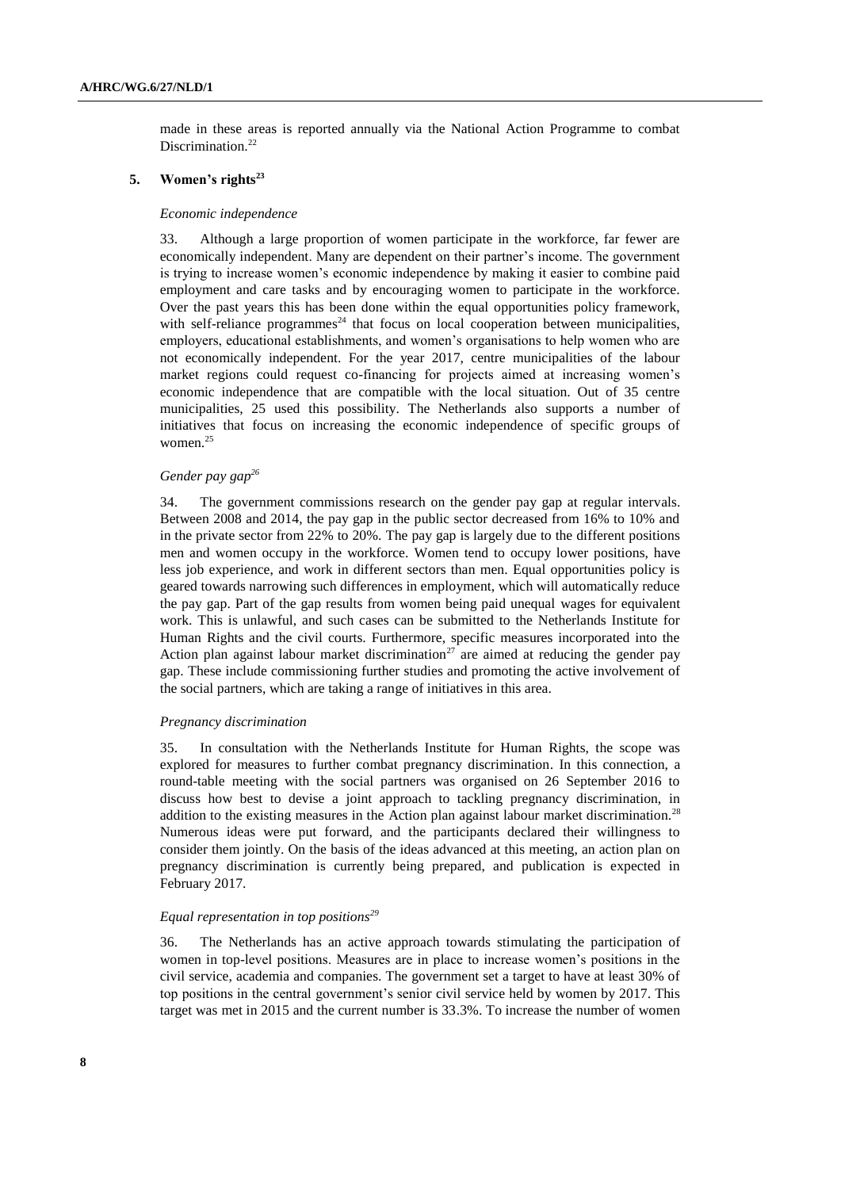made in these areas is reported annually via the National Action Programme to combat Discrimination.[22]

## 5. Women's rights[23]

*Economic independence*

33. Although a large proportion of women participate in the workforce, far fewer are economically independent. Many are dependent on their partner's income. The government is trying to increase women's economic independence by making it easier to combine paid employment and care tasks and by encouraging women to participate in the workforce. Over the past years this has been done within the equal opportunities policy framework, with self-reliance programmes[24] that focus on local cooperation between municipalities, employers, educational establishments, and women's organisations to help women who are not economically independent. For the year 2017, centre municipalities of the labour market regions could request co-financing for projects aimed at increasing women's economic independence that are compatible with the local situation. Out of 35 centre municipalities, 25 used this possibility. The Netherlands also supports a number of initiatives that focus on increasing the economic independence of specific groups of women.[25]

*Gender pay gap[26]*

34. The government commissions research on the gender pay gap at regular intervals. Between 2008 and 2014, the pay gap in the public sector decreased from 16% to 10% and in the private sector from 22% to 20%. The pay gap is largely due to the different positions men and women occupy in the workforce. Women tend to occupy lower positions, have less job experience, and work in different sectors than men. Equal opportunities policy is geared towards narrowing such differences in employment, which will automatically reduce the pay gap. Part of the gap results from women being paid unequal wages for equivalent work. This is unlawful, and such cases can be submitted to the Netherlands Institute for Human Rights and the civil courts. Furthermore, specific measures incorporated into the Action plan against labour market discrimination[27] are aimed at reducing the gender pay gap. These include commissioning further studies and promoting the active involvement of the social partners, which are taking a range of initiatives in this area.

*Pregnancy discrimination*

35. In consultation with the Netherlands Institute for Human Rights, the scope was explored for measures to further combat pregnancy discrimination. In this connection, a round-table meeting with the social partners was organised on 26 September 2016 to discuss how best to devise a joint approach to tackling pregnancy discrimination, in addition to the existing measures in the Action plan against labour market discrimination.[28] Numerous ideas were put forward, and the participants declared their willingness to consider them jointly. On the basis of the ideas advanced at this meeting, an action plan on pregnancy discrimination is currently being prepared, and publication is expected in February 2017.

*Equal representation in top positions[29]*

36. The Netherlands has an active approach towards stimulating the participation of women in top-level positions. Measures are in place to increase women's positions in the civil service, academia and companies. The government set a target to have at least 30% of top positions in the central government's senior civil service held by women by 2017. This target was met in 2015 and the current number is 33.3%. To increase the number of women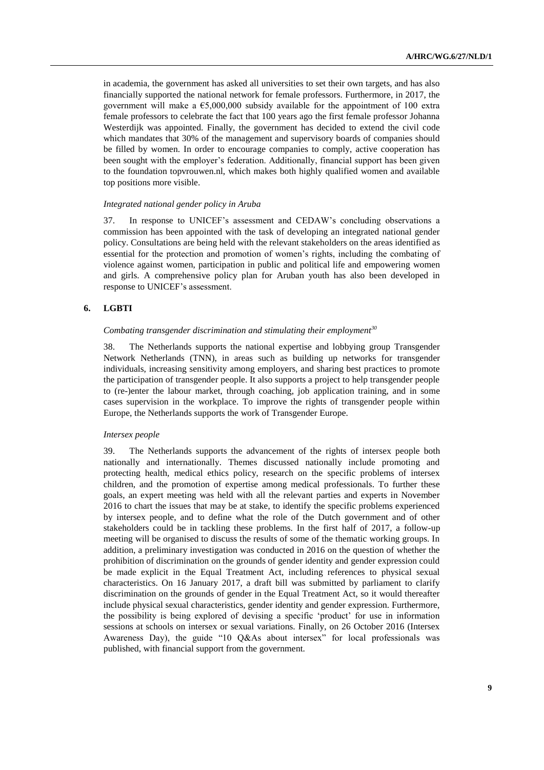in academia, the government has asked all universities to set their own targets, and has also financially supported the national network for female professors. Furthermore, in 2017, the government will make a €5,000,000 subsidy available for the appointment of 100 extra female professors to celebrate the fact that 100 years ago the first female professor Johanna Westerdijk was appointed. Finally, the government has decided to extend the civil code which mandates that 30% of the management and supervisory boards of companies should be filled by women. In order to encourage companies to comply, active cooperation has been sought with the employer's federation. Additionally, financial support has been given to the foundation topvrouwen.nl, which makes both highly qualified women and available top positions more visible.

*Integrated national gender policy in Aruba*

37. In response to UNICEF's assessment and CEDAW's concluding observations a commission has been appointed with the task of developing an integrated national gender policy. Consultations are being held with the relevant stakeholders on the areas identified as essential for the protection and promotion of women's rights, including the combating of violence against women, participation in public and political life and empowering women and girls. A comprehensive policy plan for Aruban youth has also been developed in response to UNICEF's assessment.

### 6. LGBTI

*Combating transgender discrimination and stimulating their employment*[30]

38. The Netherlands supports the national expertise and lobbying group Transgender Network Netherlands (TNN), in areas such as building up networks for transgender individuals, increasing sensitivity among employers, and sharing best practices to promote the participation of transgender people. It also supports a project to help transgender people to (re-)enter the labour market, through coaching, job application training, and in some cases supervision in the workplace. To improve the rights of transgender people within Europe, the Netherlands supports the work of Transgender Europe.

*Intersex people*

39. The Netherlands supports the advancement of the rights of intersex people both nationally and internationally. Themes discussed nationally include promoting and protecting health, medical ethics policy, research on the specific problems of intersex children, and the promotion of expertise among medical professionals. To further these goals, an expert meeting was held with all the relevant parties and experts in November 2016 to chart the issues that may be at stake, to identify the specific problems experienced by intersex people, and to define what the role of the Dutch government and of other stakeholders could be in tackling these problems. In the first half of 2017, a follow-up meeting will be organised to discuss the results of some of the thematic working groups. In addition, a preliminary investigation was conducted in 2016 on the question of whether the prohibition of discrimination on the grounds of gender identity and gender expression could be made explicit in the Equal Treatment Act, including references to physical sexual characteristics. On 16 January 2017, a draft bill was submitted by parliament to clarify discrimination on the grounds of gender in the Equal Treatment Act, so it would thereafter include physical sexual characteristics, gender identity and gender expression. Furthermore, the possibility is being explored of devising a specific 'product' for use in information sessions at schools on intersex or sexual variations. Finally, on 26 October 2016 (Intersex Awareness Day), the guide "10 Q&As about intersex" for local professionals was published, with financial support from the government.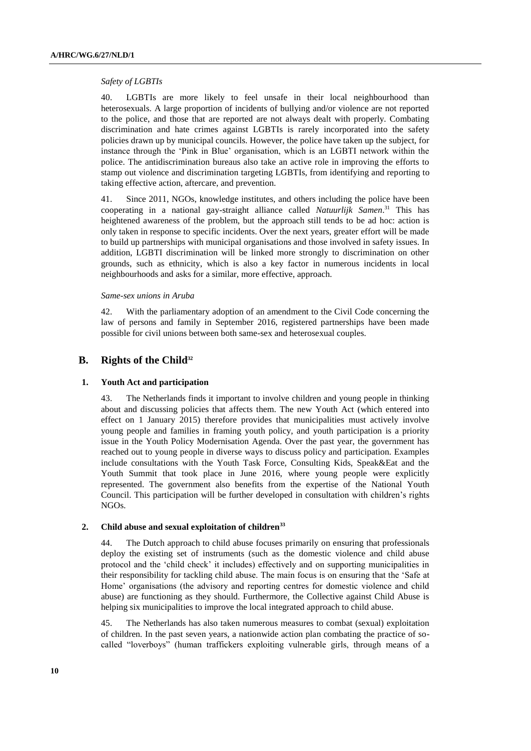*Safety of LGBTIs*

40. LGBTIs are more likely to feel unsafe in their local neighbourhood than heterosexuals. A large proportion of incidents of bullying and/or violence are not reported to the police, and those that are reported are not always dealt with properly. Combating discrimination and hate crimes against LGBTIs is rarely incorporated into the safety policies drawn up by municipal councils. However, the police have taken up the subject, for instance through the 'Pink in Blue' organisation, which is an LGBTI network within the police. The antidiscrimination bureaus also take an active role in improving the efforts to stamp out violence and discrimination targeting LGBTIs, from identifying and reporting to taking effective action, aftercare, and prevention.

41. Since 2011, NGOs, knowledge institutes, and others including the police have been cooperating in a national gay-straight alliance called *Natuurlijk Samen*.[31] This has heightened awareness of the problem, but the approach still tends to be ad hoc: action is only taken in response to specific incidents. Over the next years, greater effort will be made to build up partnerships with municipal organisations and those involved in safety issues. In addition, LGBTI discrimination will be linked more strongly to discrimination on other grounds, such as ethnicity, which is also a key factor in numerous incidents in local neighbourhoods and asks for a similar, more effective, approach.

*Same-sex unions in Aruba*

42. With the parliamentary adoption of an amendment to the Civil Code concerning the law of persons and family in September 2016, registered partnerships have been made possible for civil unions between both same-sex and heterosexual couples.

## B. Rights of the Child[32]

### 1. Youth Act and participation

43. The Netherlands finds it important to involve children and young people in thinking about and discussing policies that affects them. The new Youth Act (which entered into effect on 1 January 2015) therefore provides that municipalities must actively involve young people and families in framing youth policy, and youth participation is a priority issue in the Youth Policy Modernisation Agenda. Over the past year, the government has reached out to young people in diverse ways to discuss policy and participation. Examples include consultations with the Youth Task Force, Consulting Kids, Speak&Eat and the Youth Summit that took place in June 2016, where young people were explicitly represented. The government also benefits from the expertise of the National Youth Council. This participation will be further developed in consultation with children's rights NGOs.

### 2. Child abuse and sexual exploitation of children[33]

44. The Dutch approach to child abuse focuses primarily on ensuring that professionals deploy the existing set of instruments (such as the domestic violence and child abuse protocol and the 'child check' it includes) effectively and on supporting municipalities in their responsibility for tackling child abuse. The main focus is on ensuring that the 'Safe at Home' organisations (the advisory and reporting centres for domestic violence and child abuse) are functioning as they should. Furthermore, the Collective against Child Abuse is helping six municipalities to improve the local integrated approach to child abuse.

45. The Netherlands has also taken numerous measures to combat (sexual) exploitation of children. In the past seven years, a nationwide action plan combating the practice of so-called "loverboys" (human traffickers exploiting vulnerable girls, through means of a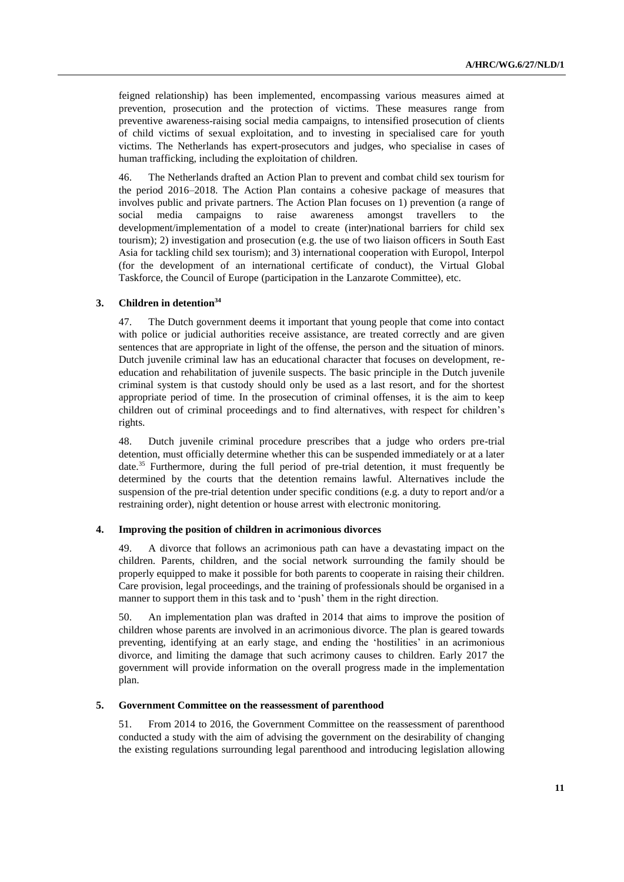feigned relationship) has been implemented, encompassing various measures aimed at prevention, prosecution and the protection of victims. These measures range from preventive awareness-raising social media campaigns, to intensified prosecution of clients of child victims of sexual exploitation, and to investing in specialised care for youth victims. The Netherlands has expert-prosecutors and judges, who specialise in cases of human trafficking, including the exploitation of children.

46. The Netherlands drafted an Action Plan to prevent and combat child sex tourism for the period 2016–2018. The Action Plan contains a cohesive package of measures that involves public and private partners. The Action Plan focuses on 1) prevention (a range of social media campaigns to raise awareness amongst travellers to the development/implementation of a model to create (inter)national barriers for child sex tourism); 2) investigation and prosecution (e.g. the use of two liaison officers in South East Asia for tackling child sex tourism); and 3) international cooperation with Europol, Interpol (for the development of an international certificate of conduct), the Virtual Global Taskforce, the Council of Europe (participation in the Lanzarote Committee), etc.

### 3. Children in detention[34]

47. The Dutch government deems it important that young people that come into contact with police or judicial authorities receive assistance, are treated correctly and are given sentences that are appropriate in light of the offense, the person and the situation of minors. Dutch juvenile criminal law has an educational character that focuses on development, re-education and rehabilitation of juvenile suspects. The basic principle in the Dutch juvenile criminal system is that custody should only be used as a last resort, and for the shortest appropriate period of time. In the prosecution of criminal offenses, it is the aim to keep children out of criminal proceedings and to find alternatives, with respect for children's rights.

48. Dutch juvenile criminal procedure prescribes that a judge who orders pre-trial detention, must officially determine whether this can be suspended immediately or at a later date.[35] Furthermore, during the full period of pre-trial detention, it must frequently be determined by the courts that the detention remains lawful. Alternatives include the suspension of the pre-trial detention under specific conditions (e.g. a duty to report and/or a restraining order), night detention or house arrest with electronic monitoring.

### 4. Improving the position of children in acrimonious divorces

49. A divorce that follows an acrimonious path can have a devastating impact on the children. Parents, children, and the social network surrounding the family should be properly equipped to make it possible for both parents to cooperate in raising their children. Care provision, legal proceedings, and the training of professionals should be organised in a manner to support them in this task and to 'push' them in the right direction.

50. An implementation plan was drafted in 2014 that aims to improve the position of children whose parents are involved in an acrimonious divorce. The plan is geared towards preventing, identifying at an early stage, and ending the 'hostilities' in an acrimonious divorce, and limiting the damage that such acrimony causes to children. Early 2017 the government will provide information on the overall progress made in the implementation plan.

### 5. Government Committee on the reassessment of parenthood

51. From 2014 to 2016, the Government Committee on the reassessment of parenthood conducted a study with the aim of advising the government on the desirability of changing the existing regulations surrounding legal parenthood and introducing legislation allowing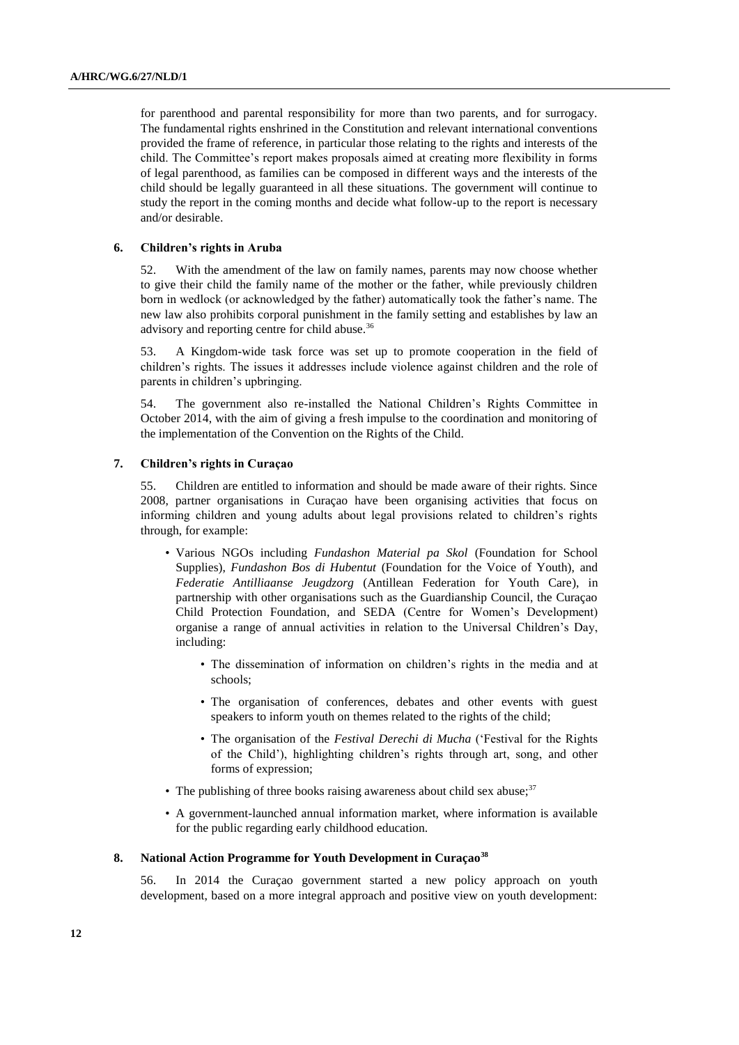for parenthood and parental responsibility for more than two parents, and for surrogacy. The fundamental rights enshrined in the Constitution and relevant international conventions provided the frame of reference, in particular those relating to the rights and interests of the child. The Committee's report makes proposals aimed at creating more flexibility in forms of legal parenthood, as families can be composed in different ways and the interests of the child should be legally guaranteed in all these situations. The government will continue to study the report in the coming months and decide what follow-up to the report is necessary and/or desirable.

### 6. Children's rights in Aruba

52. With the amendment of the law on family names, parents may now choose whether to give their child the family name of the mother or the father, while previously children born in wedlock (or acknowledged by the father) automatically took the father's name. The new law also prohibits corporal punishment in the family setting and establishes by law an advisory and reporting centre for child abuse.[36]

53. A Kingdom-wide task force was set up to promote cooperation in the field of children's rights. The issues it addresses include violence against children and the role of parents in children's upbringing.

54. The government also re-installed the National Children's Rights Committee in October 2014, with the aim of giving a fresh impulse to the coordination and monitoring of the implementation of the Convention on the Rights of the Child.

### 7. Children's rights in Curaçao

55. Children are entitled to information and should be made aware of their rights. Since 2008, partner organisations in Curaçao have been organising activities that focus on informing children and young adults about legal provisions related to children's rights through, for example:

- Various NGOs including *Fundashon Material pa Skol* (Foundation for School Supplies), *Fundashon Bos di Hubentut* (Foundation for the Voice of Youth), and *Federatie Antilliaanse Jeugdzorg* (Antillean Federation for Youth Care), in partnership with other organisations such as the Guardianship Council, the Curaçao Child Protection Foundation, and SEDA (Centre for Women's Development) organise a range of annual activities in relation to the Universal Children's Day, including:
  - The dissemination of information on children's rights in the media and at schools;
  - The organisation of conferences, debates and other events with guest speakers to inform youth on themes related to the rights of the child;
  - The organisation of the *Festival Derechi di Mucha* ('Festival for the Rights of the Child'), highlighting children's rights through art, song, and other forms of expression;
- The publishing of three books raising awareness about child sex abuse;[37]
- A government-launched annual information market, where information is available for the public regarding early childhood education.

### 8. National Action Programme for Youth Development in Curaçao[38]

56. In 2014 the Curaçao government started a new policy approach on youth development, based on a more integral approach and positive view on youth development: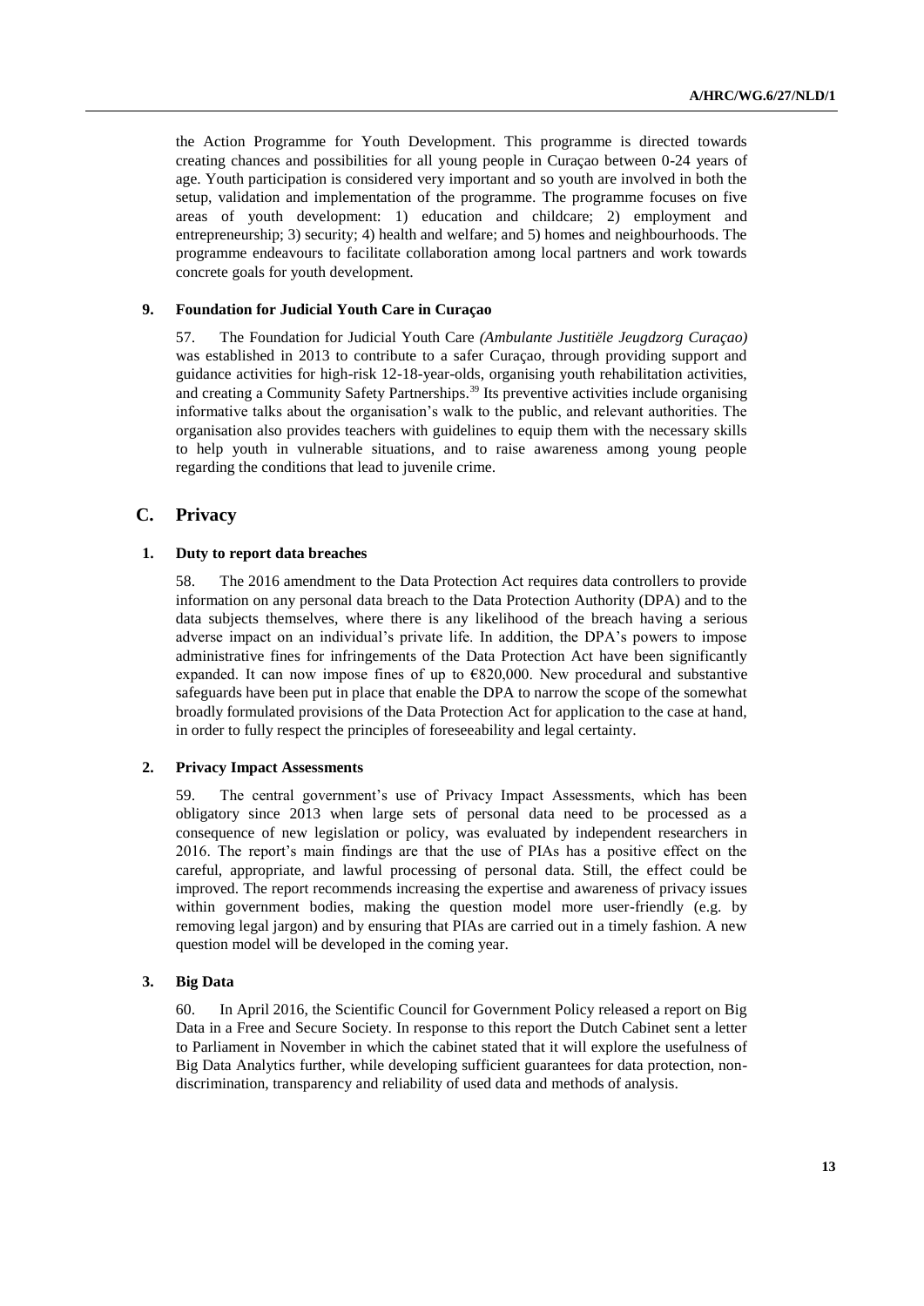the Action Programme for Youth Development. This programme is directed towards creating chances and possibilities for all young people in Curaçao between 0-24 years of age. Youth participation is considered very important and so youth are involved in both the setup, validation and implementation of the programme. The programme focuses on five areas of youth development: 1) education and childcare; 2) employment and entrepreneurship; 3) security; 4) health and welfare; and 5) homes and neighbourhoods. The programme endeavours to facilitate collaboration among local partners and work towards concrete goals for youth development.

### 9. Foundation for Judicial Youth Care in Curaçao

57. The Foundation for Judicial Youth Care *(Ambulante Justitiële Jeugdzorg Curaçao)* was established in 2013 to contribute to a safer Curaçao, through providing support and guidance activities for high-risk 12-18-year-olds, organising youth rehabilitation activities, and creating a Community Safety Partnerships.[39] Its preventive activities include organising informative talks about the organisation's walk to the public, and relevant authorities. The organisation also provides teachers with guidelines to equip them with the necessary skills to help youth in vulnerable situations, and to raise awareness among young people regarding the conditions that lead to juvenile crime.

## C. Privacy

### 1. Duty to report data breaches

58. The 2016 amendment to the Data Protection Act requires data controllers to provide information on any personal data breach to the Data Protection Authority (DPA) and to the data subjects themselves, where there is any likelihood of the breach having a serious adverse impact on an individual's private life. In addition, the DPA's powers to impose administrative fines for infringements of the Data Protection Act have been significantly expanded. It can now impose fines of up to €820,000. New procedural and substantive safeguards have been put in place that enable the DPA to narrow the scope of the somewhat broadly formulated provisions of the Data Protection Act for application to the case at hand, in order to fully respect the principles of foreseeability and legal certainty.

### 2. Privacy Impact Assessments

59. The central government's use of Privacy Impact Assessments, which has been obligatory since 2013 when large sets of personal data need to be processed as a consequence of new legislation or policy, was evaluated by independent researchers in 2016. The report's main findings are that the use of PIAs has a positive effect on the careful, appropriate, and lawful processing of personal data. Still, the effect could be improved. The report recommends increasing the expertise and awareness of privacy issues within government bodies, making the question model more user-friendly (e.g. by removing legal jargon) and by ensuring that PIAs are carried out in a timely fashion. A new question model will be developed in the coming year.

### 3. Big Data

60. In April 2016, the Scientific Council for Government Policy released a report on Big Data in a Free and Secure Society. In response to this report the Dutch Cabinet sent a letter to Parliament in November in which the cabinet stated that it will explore the usefulness of Big Data Analytics further, while developing sufficient guarantees for data protection, non-discrimination, transparency and reliability of used data and methods of analysis.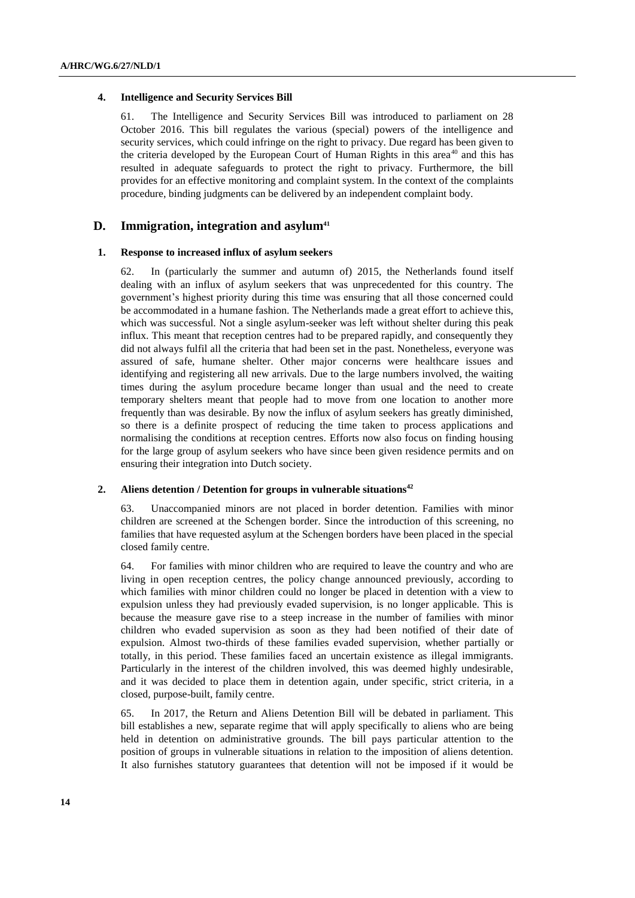#### 4. Intelligence and Security Services Bill

61. The Intelligence and Security Services Bill was introduced to parliament on 28 October 2016. This bill regulates the various (special) powers of the intelligence and security services, which could infringe on the right to privacy. Due regard has been given to the criteria developed by the European Court of Human Rights in this area[40] and this has resulted in adequate safeguards to protect the right to privacy. Furthermore, the bill provides for an effective monitoring and complaint system. In the context of the complaints procedure, binding judgments can be delivered by an independent complaint body.

### D. Immigration, integration and asylum[41]

#### 1. Response to increased influx of asylum seekers

62. In (particularly the summer and autumn of) 2015, the Netherlands found itself dealing with an influx of asylum seekers that was unprecedented for this country. The government's highest priority during this time was ensuring that all those concerned could be accommodated in a humane fashion. The Netherlands made a great effort to achieve this, which was successful. Not a single asylum-seeker was left without shelter during this peak influx. This meant that reception centres had to be prepared rapidly, and consequently they did not always fulfil all the criteria that had been set in the past. Nonetheless, everyone was assured of safe, humane shelter. Other major concerns were healthcare issues and identifying and registering all new arrivals. Due to the large numbers involved, the waiting times during the asylum procedure became longer than usual and the need to create temporary shelters meant that people had to move from one location to another more frequently than was desirable. By now the influx of asylum seekers has greatly diminished, so there is a definite prospect of reducing the time taken to process applications and normalising the conditions at reception centres. Efforts now also focus on finding housing for the large group of asylum seekers who have since been given residence permits and on ensuring their integration into Dutch society.

#### 2. Aliens detention / Detention for groups in vulnerable situations[42]

63. Unaccompanied minors are not placed in border detention. Families with minor children are screened at the Schengen border. Since the introduction of this screening, no families that have requested asylum at the Schengen borders have been placed in the special closed family centre.

64. For families with minor children who are required to leave the country and who are living in open reception centres, the policy change announced previously, according to which families with minor children could no longer be placed in detention with a view to expulsion unless they had previously evaded supervision, is no longer applicable. This is because the measure gave rise to a steep increase in the number of families with minor children who evaded supervision as soon as they had been notified of their date of expulsion. Almost two-thirds of these families evaded supervision, whether partially or totally, in this period. These families faced an uncertain existence as illegal immigrants. Particularly in the interest of the children involved, this was deemed highly undesirable, and it was decided to place them in detention again, under specific, strict criteria, in a closed, purpose-built, family centre.

65. In 2017, the Return and Aliens Detention Bill will be debated in parliament. This bill establishes a new, separate regime that will apply specifically to aliens who are being held in detention on administrative grounds. The bill pays particular attention to the position of groups in vulnerable situations in relation to the imposition of aliens detention. It also furnishes statutory guarantees that detention will not be imposed if it would be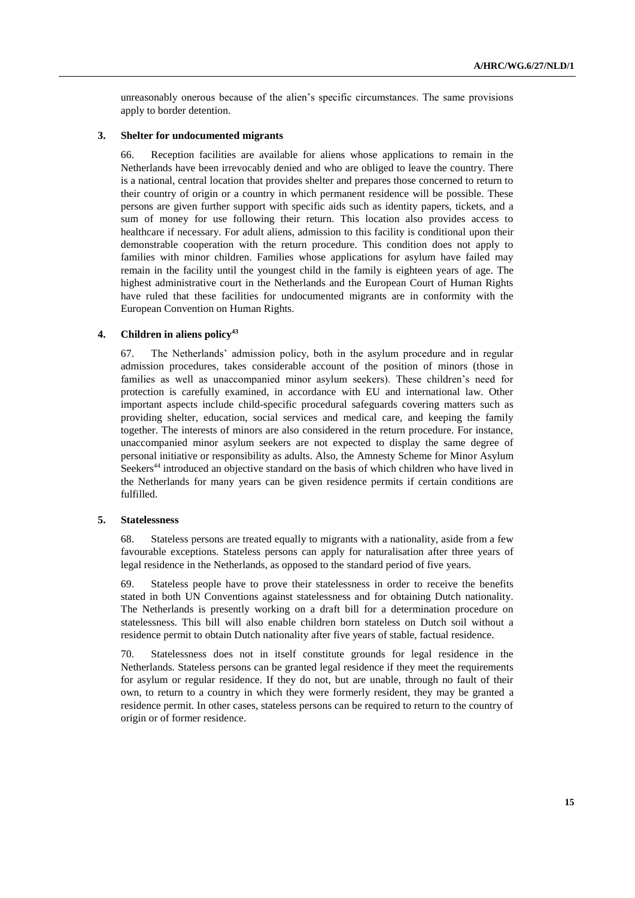unreasonably onerous because of the alien's specific circumstances. The same provisions apply to border detention.

### 3. Shelter for undocumented migrants

66. Reception facilities are available for aliens whose applications to remain in the Netherlands have been irrevocably denied and who are obliged to leave the country. There is a national, central location that provides shelter and prepares those concerned to return to their country of origin or a country in which permanent residence will be possible. These persons are given further support with specific aids such as identity papers, tickets, and a sum of money for use following their return. This location also provides access to healthcare if necessary. For adult aliens, admission to this facility is conditional upon their demonstrable cooperation with the return procedure. This condition does not apply to families with minor children. Families whose applications for asylum have failed may remain in the facility until the youngest child in the family is eighteen years of age. The highest administrative court in the Netherlands and the European Court of Human Rights have ruled that these facilities for undocumented migrants are in conformity with the European Convention on Human Rights.

### 4. Children in aliens policy[43]

67. The Netherlands' admission policy, both in the asylum procedure and in regular admission procedures, takes considerable account of the position of minors (those in families as well as unaccompanied minor asylum seekers). These children's need for protection is carefully examined, in accordance with EU and international law. Other important aspects include child-specific procedural safeguards covering matters such as providing shelter, education, social services and medical care, and keeping the family together. The interests of minors are also considered in the return procedure. For instance, unaccompanied minor asylum seekers are not expected to display the same degree of personal initiative or responsibility as adults. Also, the Amnesty Scheme for Minor Asylum Seekers[44] introduced an objective standard on the basis of which children who have lived in the Netherlands for many years can be given residence permits if certain conditions are fulfilled.

### 5. Statelessness

68. Stateless persons are treated equally to migrants with a nationality, aside from a few favourable exceptions. Stateless persons can apply for naturalisation after three years of legal residence in the Netherlands, as opposed to the standard period of five years.

69. Stateless people have to prove their statelessness in order to receive the benefits stated in both UN Conventions against statelessness and for obtaining Dutch nationality. The Netherlands is presently working on a draft bill for a determination procedure on statelessness. This bill will also enable children born stateless on Dutch soil without a residence permit to obtain Dutch nationality after five years of stable, factual residence.

70. Statelessness does not in itself constitute grounds for legal residence in the Netherlands. Stateless persons can be granted legal residence if they meet the requirements for asylum or regular residence. If they do not, but are unable, through no fault of their own, to return to a country in which they were formerly resident, they may be granted a residence permit. In other cases, stateless persons can be required to return to the country of origin or of former residence.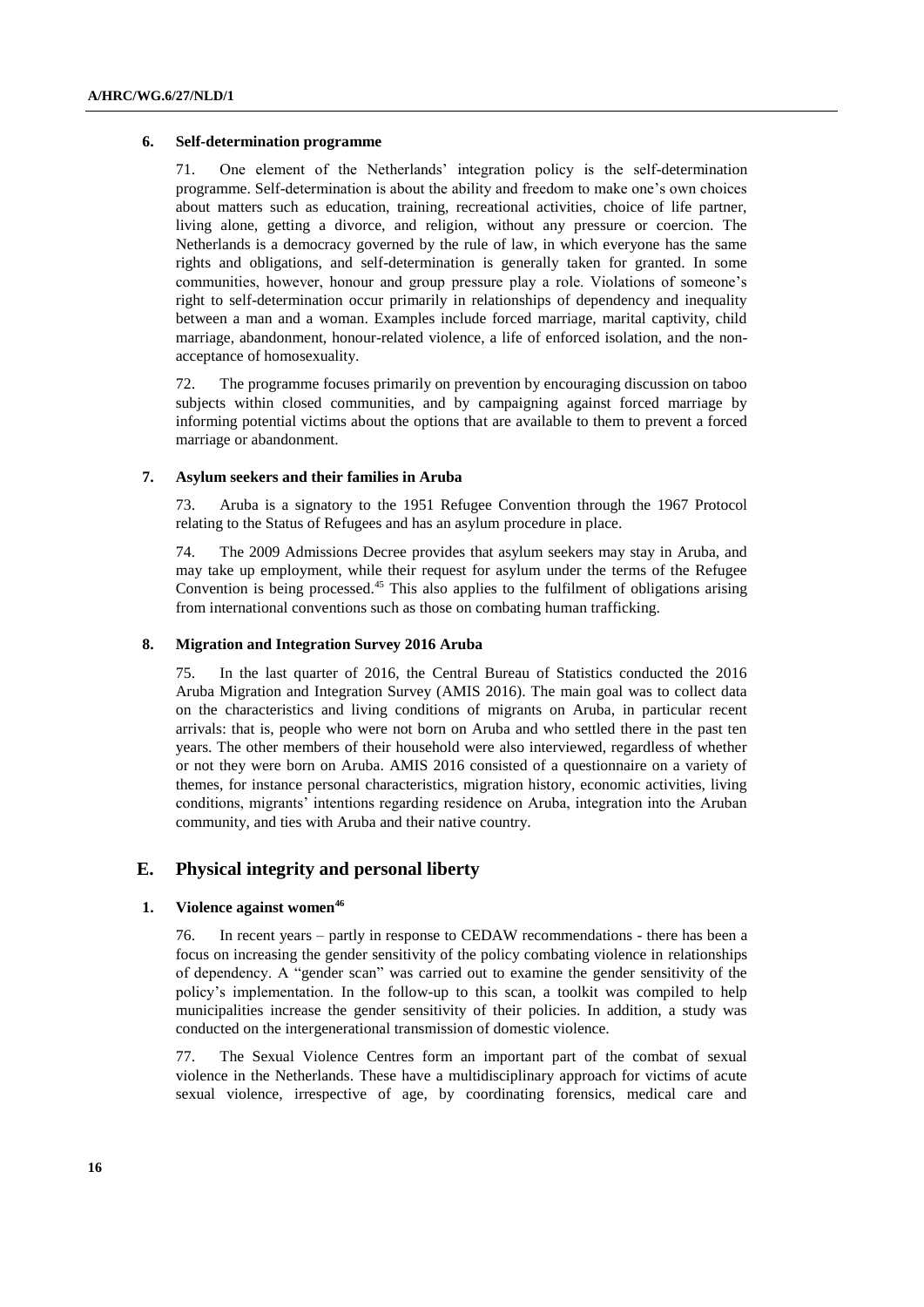#### 6. Self-determination programme

71. One element of the Netherlands' integration policy is the self-determination programme. Self-determination is about the ability and freedom to make one's own choices about matters such as education, training, recreational activities, choice of life partner, living alone, getting a divorce, and religion, without any pressure or coercion. The Netherlands is a democracy governed by the rule of law, in which everyone has the same rights and obligations, and self-determination is generally taken for granted. In some communities, however, honour and group pressure play a role. Violations of someone's right to self-determination occur primarily in relationships of dependency and inequality between a man and a woman. Examples include forced marriage, marital captivity, child marriage, abandonment, honour-related violence, a life of enforced isolation, and the non-acceptance of homosexuality.

72. The programme focuses primarily on prevention by encouraging discussion on taboo subjects within closed communities, and by campaigning against forced marriage by informing potential victims about the options that are available to them to prevent a forced marriage or abandonment.

#### 7. Asylum seekers and their families in Aruba

73. Aruba is a signatory to the 1951 Refugee Convention through the 1967 Protocol relating to the Status of Refugees and has an asylum procedure in place.

74. The 2009 Admissions Decree provides that asylum seekers may stay in Aruba, and may take up employment, while their request for asylum under the terms of the Refugee Convention is being processed.[45] This also applies to the fulfilment of obligations arising from international conventions such as those on combating human trafficking.

#### 8. Migration and Integration Survey 2016 Aruba

75. In the last quarter of 2016, the Central Bureau of Statistics conducted the 2016 Aruba Migration and Integration Survey (AMIS 2016). The main goal was to collect data on the characteristics and living conditions of migrants on Aruba, in particular recent arrivals: that is, people who were not born on Aruba and who settled there in the past ten years. The other members of their household were also interviewed, regardless of whether or not they were born on Aruba. AMIS 2016 consisted of a questionnaire on a variety of themes, for instance personal characteristics, migration history, economic activities, living conditions, migrants' intentions regarding residence on Aruba, integration into the Aruban community, and ties with Aruba and their native country.

## E. Physical integrity and personal liberty

#### 1. Violence against women[46]

76. In recent years – partly in response to CEDAW recommendations - there has been a focus on increasing the gender sensitivity of the policy combating violence in relationships of dependency. A "gender scan" was carried out to examine the gender sensitivity of the policy's implementation. In the follow-up to this scan, a toolkit was compiled to help municipalities increase the gender sensitivity of their policies. In addition, a study was conducted on the intergenerational transmission of domestic violence.

77. The Sexual Violence Centres form an important part of the combat of sexual violence in the Netherlands. These have a multidisciplinary approach for victims of acute sexual violence, irrespective of age, by coordinating forensics, medical care and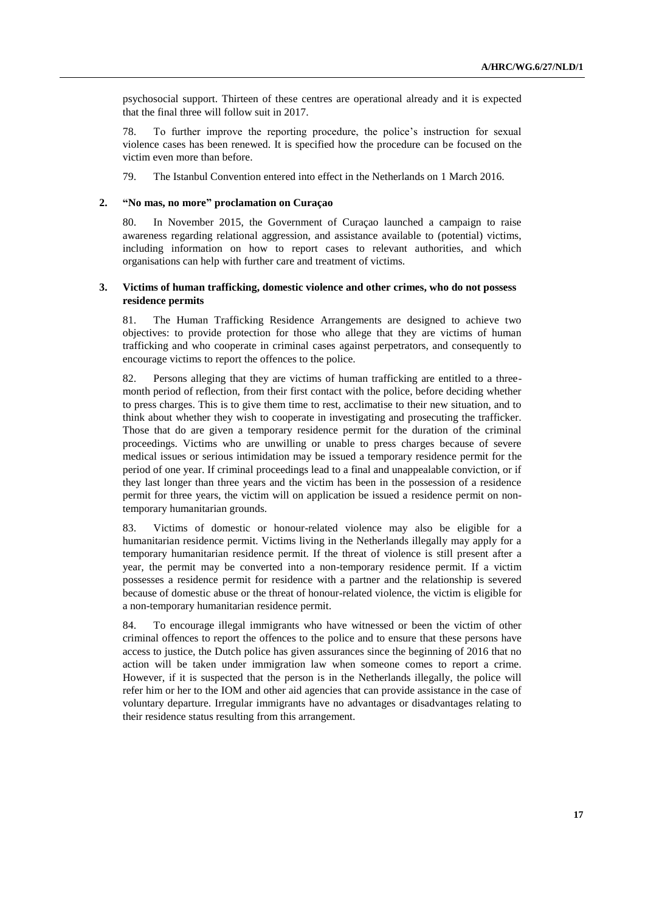psychosocial support. Thirteen of these centres are operational already and it is expected that the final three will follow suit in 2017.

78. To further improve the reporting procedure, the police's instruction for sexual violence cases has been renewed. It is specified how the procedure can be focused on the victim even more than before.

79. The Istanbul Convention entered into effect in the Netherlands on 1 March 2016.

### 2. "No mas, no more" proclamation on Curaçao

80. In November 2015, the Government of Curaçao launched a campaign to raise awareness regarding relational aggression, and assistance available to (potential) victims, including information on how to report cases to relevant authorities, and which organisations can help with further care and treatment of victims.

### 3. Victims of human trafficking, domestic violence and other crimes, who do not possess residence permits

81. The Human Trafficking Residence Arrangements are designed to achieve two objectives: to provide protection for those who allege that they are victims of human trafficking and who cooperate in criminal cases against perpetrators, and consequently to encourage victims to report the offences to the police.

82. Persons alleging that they are victims of human trafficking are entitled to a three-month period of reflection, from their first contact with the police, before deciding whether to press charges. This is to give them time to rest, acclimatise to their new situation, and to think about whether they wish to cooperate in investigating and prosecuting the trafficker. Those that do are given a temporary residence permit for the duration of the criminal proceedings. Victims who are unwilling or unable to press charges because of severe medical issues or serious intimidation may be issued a temporary residence permit for the period of one year. If criminal proceedings lead to a final and unappealable conviction, or if they last longer than three years and the victim has been in the possession of a residence permit for three years, the victim will on application be issued a residence permit on non-temporary humanitarian grounds.

83. Victims of domestic or honour-related violence may also be eligible for a humanitarian residence permit. Victims living in the Netherlands illegally may apply for a temporary humanitarian residence permit. If the threat of violence is still present after a year, the permit may be converted into a non-temporary residence permit. If a victim possesses a residence permit for residence with a partner and the relationship is severed because of domestic abuse or the threat of honour-related violence, the victim is eligible for a non-temporary humanitarian residence permit.

84. To encourage illegal immigrants who have witnessed or been the victim of other criminal offences to report the offences to the police and to ensure that these persons have access to justice, the Dutch police has given assurances since the beginning of 2016 that no action will be taken under immigration law when someone comes to report a crime. However, if it is suspected that the person is in the Netherlands illegally, the police will refer him or her to the IOM and other aid agencies that can provide assistance in the case of voluntary departure. Irregular immigrants have no advantages or disadvantages relating to their residence status resulting from this arrangement.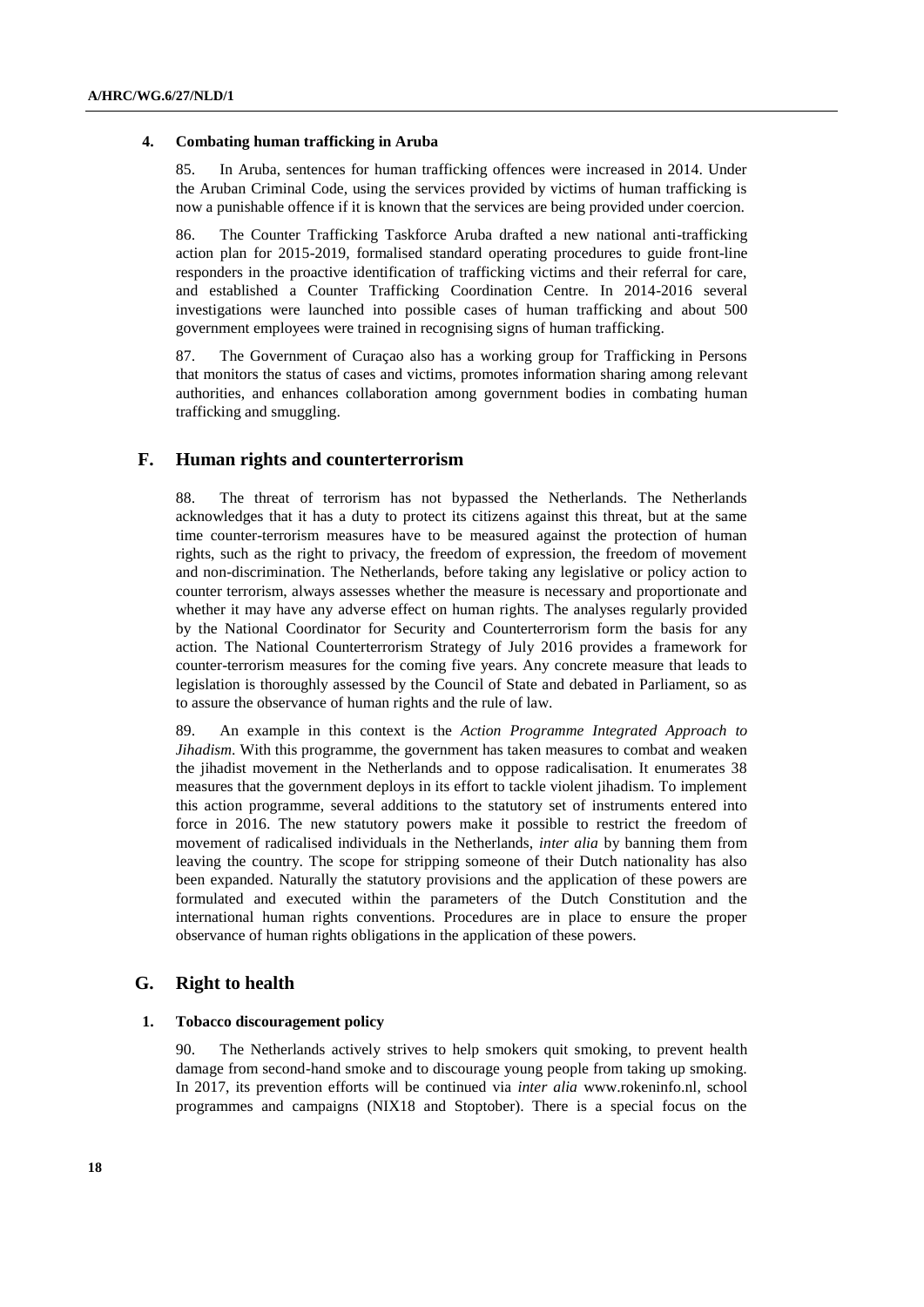#### 4. Combating human trafficking in Aruba

85. In Aruba, sentences for human trafficking offences were increased in 2014. Under the Aruban Criminal Code, using the services provided by victims of human trafficking is now a punishable offence if it is known that the services are being provided under coercion.

86. The Counter Trafficking Taskforce Aruba drafted a new national anti-trafficking action plan for 2015-2019, formalised standard operating procedures to guide front-line responders in the proactive identification of trafficking victims and their referral for care, and established a Counter Trafficking Coordination Centre. In 2014-2016 several investigations were launched into possible cases of human trafficking and about 500 government employees were trained in recognising signs of human trafficking.

87. The Government of Curaçao also has a working group for Trafficking in Persons that monitors the status of cases and victims, promotes information sharing among relevant authorities, and enhances collaboration among government bodies in combating human trafficking and smuggling.

### F. Human rights and counterterrorism

88. The threat of terrorism has not bypassed the Netherlands. The Netherlands acknowledges that it has a duty to protect its citizens against this threat, but at the same time counter-terrorism measures have to be measured against the protection of human rights, such as the right to privacy, the freedom of expression, the freedom of movement and non-discrimination. The Netherlands, before taking any legislative or policy action to counter terrorism, always assesses whether the measure is necessary and proportionate and whether it may have any adverse effect on human rights. The analyses regularly provided by the National Coordinator for Security and Counterterrorism form the basis for any action. The National Counterterrorism Strategy of July 2016 provides a framework for counter-terrorism measures for the coming five years. Any concrete measure that leads to legislation is thoroughly assessed by the Council of State and debated in Parliament, so as to assure the observance of human rights and the rule of law.

89. An example in this context is the *Action Programme Integrated Approach to Jihadism*. With this programme, the government has taken measures to combat and weaken the jihadist movement in the Netherlands and to oppose radicalisation. It enumerates 38 measures that the government deploys in its effort to tackle violent jihadism. To implement this action programme, several additions to the statutory set of instruments entered into force in 2016. The new statutory powers make it possible to restrict the freedom of movement of radicalised individuals in the Netherlands, *inter alia* by banning them from leaving the country. The scope for stripping someone of their Dutch nationality has also been expanded. Naturally the statutory provisions and the application of these powers are formulated and executed within the parameters of the Dutch Constitution and the international human rights conventions. Procedures are in place to ensure the proper observance of human rights obligations in the application of these powers.

### G. Right to health

#### 1. Tobacco discouragement policy

90. The Netherlands actively strives to help smokers quit smoking, to prevent health damage from second-hand smoke and to discourage young people from taking up smoking. In 2017, its prevention efforts will be continued via *inter alia* www.rokeninfo.nl, school programmes and campaigns (NIX18 and Stoptober). There is a special focus on the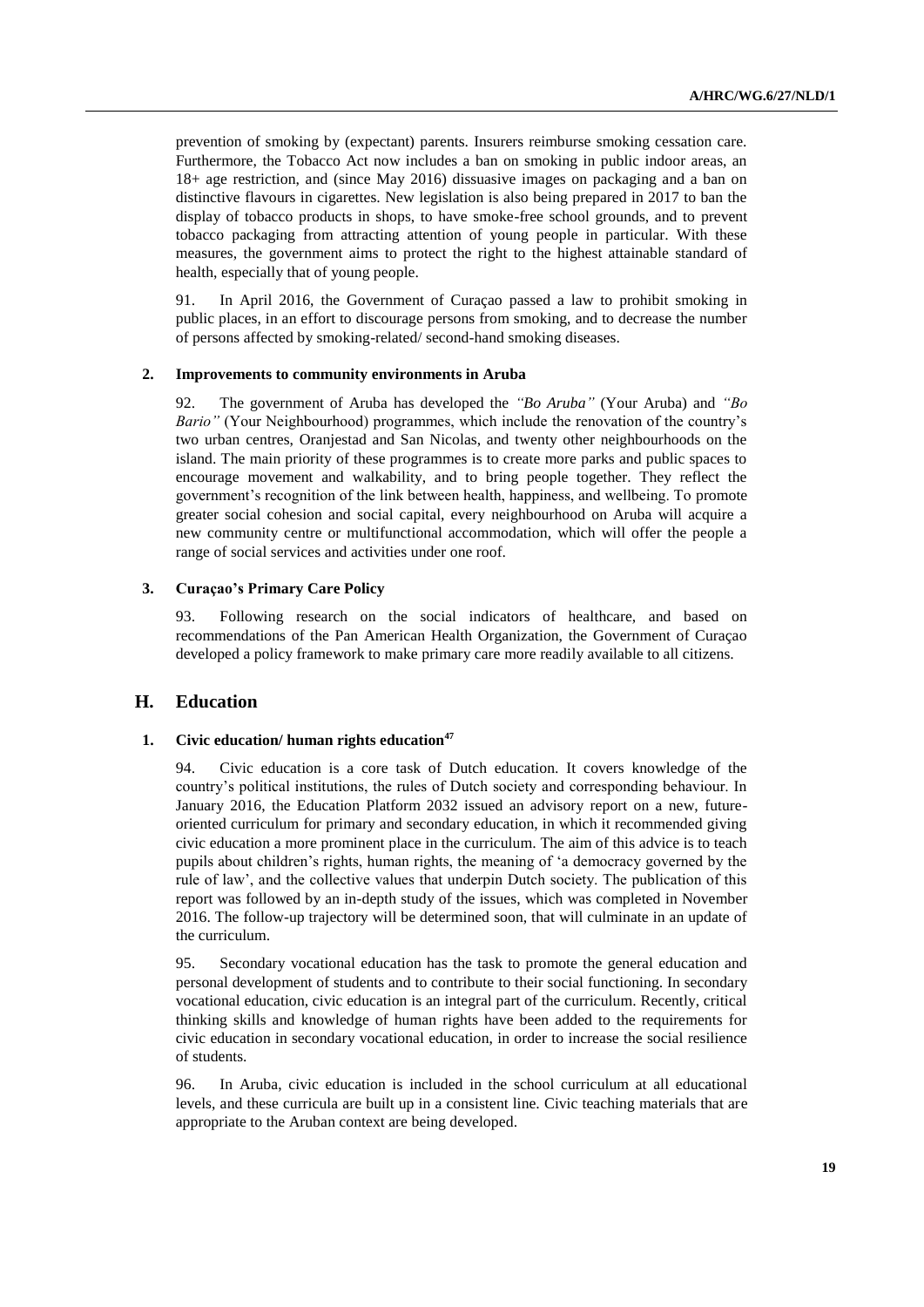prevention of smoking by (expectant) parents. Insurers reimburse smoking cessation care. Furthermore, the Tobacco Act now includes a ban on smoking in public indoor areas, an 18+ age restriction, and (since May 2016) dissuasive images on packaging and a ban on distinctive flavours in cigarettes. New legislation is also being prepared in 2017 to ban the display of tobacco products in shops, to have smoke-free school grounds, and to prevent tobacco packaging from attracting attention of young people in particular. With these measures, the government aims to protect the right to the highest attainable standard of health, especially that of young people.

91. In April 2016, the Government of Curaçao passed a law to prohibit smoking in public places, in an effort to discourage persons from smoking, and to decrease the number of persons affected by smoking-related/ second-hand smoking diseases.

### 2. Improvements to community environments in Aruba

92. The government of Aruba has developed the *"Bo Aruba"* (Your Aruba) and *"Bo Bario"* (Your Neighbourhood) programmes, which include the renovation of the country's two urban centres, Oranjestad and San Nicolas, and twenty other neighbourhoods on the island. The main priority of these programmes is to create more parks and public spaces to encourage movement and walkability, and to bring people together. They reflect the government's recognition of the link between health, happiness, and wellbeing. To promote greater social cohesion and social capital, every neighbourhood on Aruba will acquire a new community centre or multifunctional accommodation, which will offer the people a range of social services and activities under one roof.

### 3. Curaçao's Primary Care Policy

93. Following research on the social indicators of healthcare, and based on recommendations of the Pan American Health Organization, the Government of Curaçao developed a policy framework to make primary care more readily available to all citizens.

## H. Education

### 1. Civic education/ human rights education[47]

94. Civic education is a core task of Dutch education. It covers knowledge of the country's political institutions, the rules of Dutch society and corresponding behaviour. In January 2016, the Education Platform 2032 issued an advisory report on a new, future-oriented curriculum for primary and secondary education, in which it recommended giving civic education a more prominent place in the curriculum. The aim of this advice is to teach pupils about children's rights, human rights, the meaning of 'a democracy governed by the rule of law', and the collective values that underpin Dutch society. The publication of this report was followed by an in-depth study of the issues, which was completed in November 2016. The follow-up trajectory will be determined soon, that will culminate in an update of the curriculum.

95. Secondary vocational education has the task to promote the general education and personal development of students and to contribute to their social functioning. In secondary vocational education, civic education is an integral part of the curriculum. Recently, critical thinking skills and knowledge of human rights have been added to the requirements for civic education in secondary vocational education, in order to increase the social resilience of students.

96. In Aruba, civic education is included in the school curriculum at all educational levels, and these curricula are built up in a consistent line. Civic teaching materials that are appropriate to the Aruban context are being developed.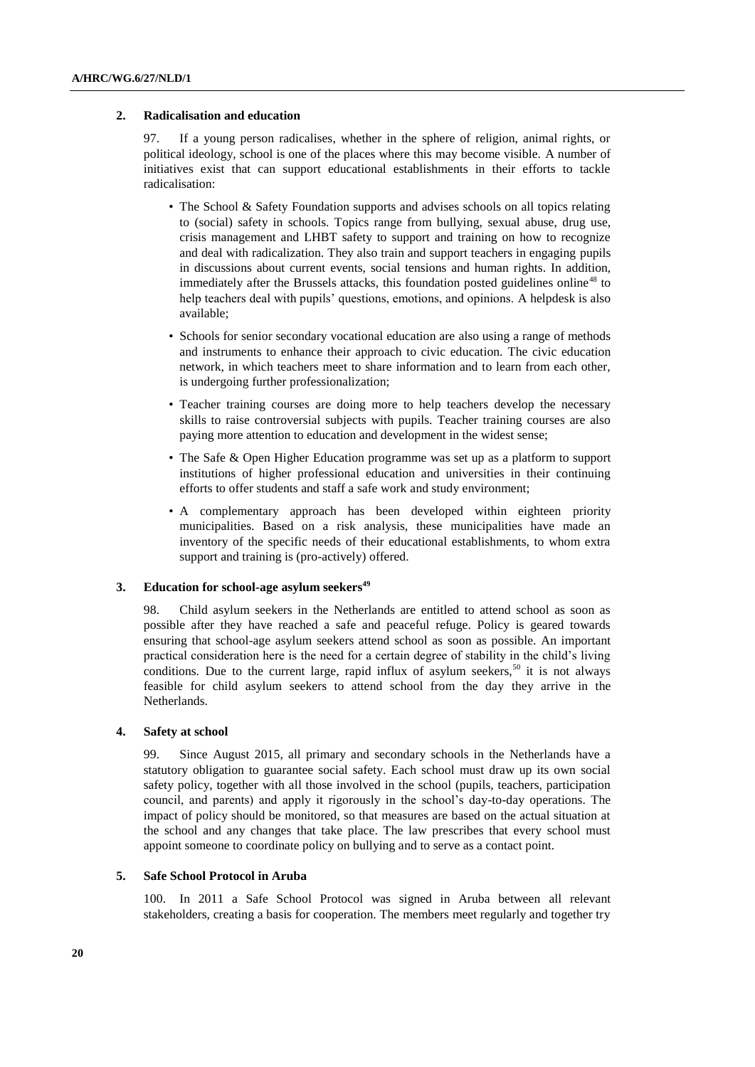### 2. Radicalisation and education

97. If a young person radicalises, whether in the sphere of religion, animal rights, or political ideology, school is one of the places where this may become visible. A number of initiatives exist that can support educational establishments in their efforts to tackle radicalisation:

- The School & Safety Foundation supports and advises schools on all topics relating to (social) safety in schools. Topics range from bullying, sexual abuse, drug use, crisis management and LHBT safety to support and training on how to recognize and deal with radicalization. They also train and support teachers in engaging pupils in discussions about current events, social tensions and human rights. In addition, immediately after the Brussels attacks, this foundation posted guidelines online[48] to help teachers deal with pupils' questions, emotions, and opinions. A helpdesk is also available;
- Schools for senior secondary vocational education are also using a range of methods and instruments to enhance their approach to civic education. The civic education network, in which teachers meet to share information and to learn from each other, is undergoing further professionalization;
- Teacher training courses are doing more to help teachers develop the necessary skills to raise controversial subjects with pupils. Teacher training courses are also paying more attention to education and development in the widest sense;
- The Safe & Open Higher Education programme was set up as a platform to support institutions of higher professional education and universities in their continuing efforts to offer students and staff a safe work and study environment;
- A complementary approach has been developed within eighteen priority municipalities. Based on a risk analysis, these municipalities have made an inventory of the specific needs of their educational establishments, to whom extra support and training is (pro-actively) offered.

### 3. Education for school-age asylum seekers[49]

98. Child asylum seekers in the Netherlands are entitled to attend school as soon as possible after they have reached a safe and peaceful refuge. Policy is geared towards ensuring that school-age asylum seekers attend school as soon as possible. An important practical consideration here is the need for a certain degree of stability in the child's living conditions. Due to the current large, rapid influx of asylum seekers,[50] it is not always feasible for child asylum seekers to attend school from the day they arrive in the Netherlands.

### 4. Safety at school

99. Since August 2015, all primary and secondary schools in the Netherlands have a statutory obligation to guarantee social safety. Each school must draw up its own social safety policy, together with all those involved in the school (pupils, teachers, participation council, and parents) and apply it rigorously in the school's day-to-day operations. The impact of policy should be monitored, so that measures are based on the actual situation at the school and any changes that take place. The law prescribes that every school must appoint someone to coordinate policy on bullying and to serve as a contact point.

### 5. Safe School Protocol in Aruba

100. In 2011 a Safe School Protocol was signed in Aruba between all relevant stakeholders, creating a basis for cooperation. The members meet regularly and together try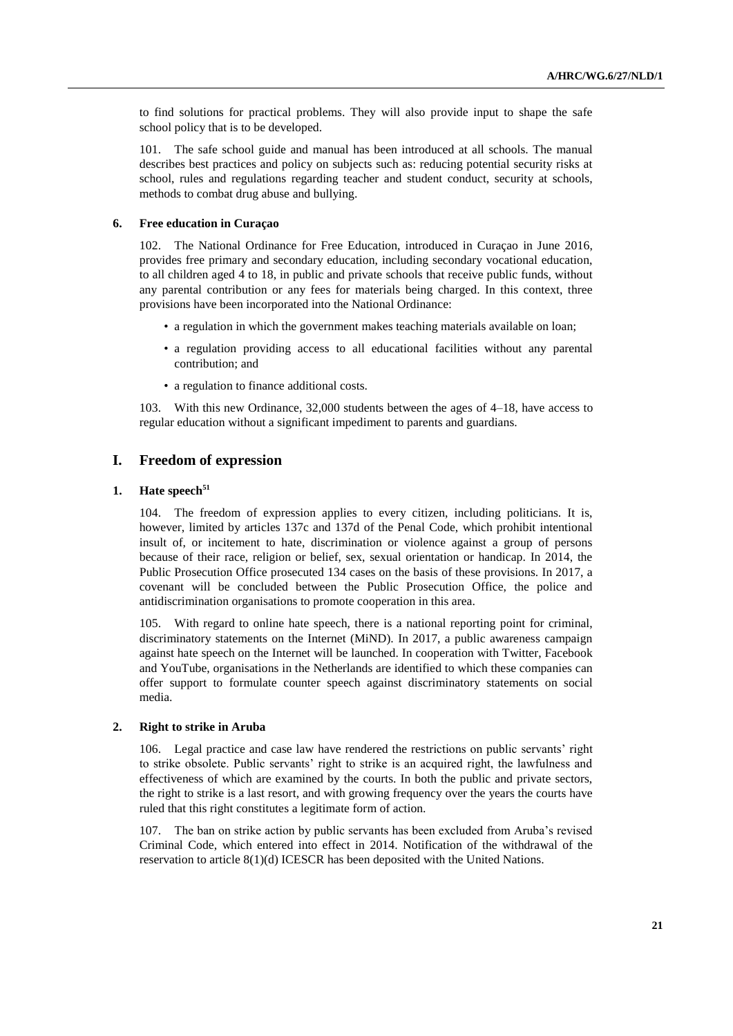to find solutions for practical problems. They will also provide input to shape the safe school policy that is to be developed.

101. The safe school guide and manual has been introduced at all schools. The manual describes best practices and policy on subjects such as: reducing potential security risks at school, rules and regulations regarding teacher and student conduct, security at schools, methods to combat drug abuse and bullying.

### 6. Free education in Curaçao

102. The National Ordinance for Free Education, introduced in Curaçao in June 2016, provides free primary and secondary education, including secondary vocational education, to all children aged 4 to 18, in public and private schools that receive public funds, without any parental contribution or any fees for materials being charged. In this context, three provisions have been incorporated into the National Ordinance:

- a regulation in which the government makes teaching materials available on loan;
- a regulation providing access to all educational facilities without any parental contribution; and
- a regulation to finance additional costs.

103. With this new Ordinance, 32,000 students between the ages of 4–18, have access to regular education without a significant impediment to parents and guardians.

## I. Freedom of expression

### 1. Hate speech[51]

104. The freedom of expression applies to every citizen, including politicians. It is, however, limited by articles 137c and 137d of the Penal Code, which prohibit intentional insult of, or incitement to hate, discrimination or violence against a group of persons because of their race, religion or belief, sex, sexual orientation or handicap. In 2014, the Public Prosecution Office prosecuted 134 cases on the basis of these provisions. In 2017, a covenant will be concluded between the Public Prosecution Office, the police and antidiscrimination organisations to promote cooperation in this area.

105. With regard to online hate speech, there is a national reporting point for criminal, discriminatory statements on the Internet (MiND). In 2017, a public awareness campaign against hate speech on the Internet will be launched. In cooperation with Twitter, Facebook and YouTube, organisations in the Netherlands are identified to which these companies can offer support to formulate counter speech against discriminatory statements on social media.

### 2. Right to strike in Aruba

106. Legal practice and case law have rendered the restrictions on public servants' right to strike obsolete. Public servants' right to strike is an acquired right, the lawfulness and effectiveness of which are examined by the courts. In both the public and private sectors, the right to strike is a last resort, and with growing frequency over the years the courts have ruled that this right constitutes a legitimate form of action.

107. The ban on strike action by public servants has been excluded from Aruba's revised Criminal Code, which entered into effect in 2014. Notification of the withdrawal of the reservation to article 8(1)(d) ICESCR has been deposited with the United Nations.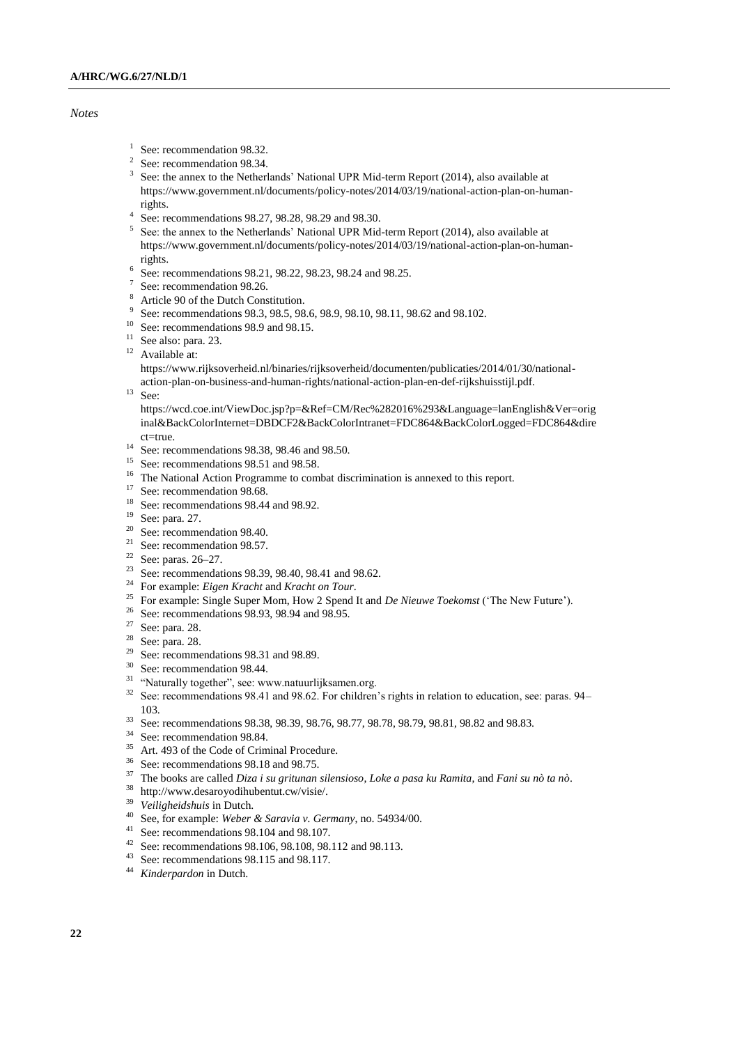*Notes*

[1] See: recommendation 98.32.

[2] See: recommendation 98.34.

[3] See: the annex to the Netherlands' National UPR Mid-term Report (2014), also available at https://www.government.nl/documents/policy-notes/2014/03/19/national-action-plan-on-human-rights.

[4] See: recommendations 98.27, 98.28, 98.29 and 98.30.

[5] See: the annex to the Netherlands' National UPR Mid-term Report (2014), also available at https://www.government.nl/documents/policy-notes/2014/03/19/national-action-plan-on-human-rights.

[6] See: recommendations 98.21, 98.22, 98.23, 98.24 and 98.25.

[7] See: recommendation 98.26.

[8] Article 90 of the Dutch Constitution.

[9] See: recommendations 98.3, 98.5, 98.6, 98.9, 98.10, 98.11, 98.62 and 98.102.

[10] See: recommendations 98.9 and 98.15.

[11] See also: para. 23.

[12] Available at: https://www.rijksoverheid.nl/binaries/rijksoverheid/documenten/publicaties/2014/01/30/national-action-plan-on-business-and-human-rights/national-action-plan-en-def-rijkshuisstijl.pdf.

[13] See: https://wcd.coe.int/ViewDoc.jsp?p=&Ref=CM/Rec%282016%293&Language=lanEnglish&Ver=original&BackColorInternet=DBDCF2&BackColorIntranet=FDC864&BackColorLogged=FDC864&direct=true.

[14] See: recommendations 98.38, 98.46 and 98.50.

[15] See: recommendations 98.51 and 98.58.

[16] The National Action Programme to combat discrimination is annexed to this report.

[17] See: recommendation 98.68.

[18] See: recommendations 98.44 and 98.92.

[19] See: para. 27.

[20] See: recommendation 98.40.

[21] See: recommendation 98.57.

[22] See: paras. 26–27.

[23] See: recommendations 98.39, 98.40, 98.41 and 98.62.

[24] For example: *Eigen Kracht* and *Kracht on Tour*.

[25] For example: Single Super Mom, How 2 Spend It and *De Nieuwe Toekomst* ('The New Future').

[26] See: recommendations 98.93, 98.94 and 98.95.

[27] See: para. 28.

[28] See: para. 28.

[29] See: recommendations 98.31 and 98.89.

[30] See: recommendation 98.44.

[31] "Naturally together", see: www.natuurlijksamen.org.

[32] See: recommendations 98.41 and 98.62. For children's rights in relation to education, see: paras. 94–103.

[33] See: recommendations 98.38, 98.39, 98.76, 98.77, 98.78, 98.79, 98.81, 98.82 and 98.83.

[34] See: recommendation 98.84.

[35] Art. 493 of the Code of Criminal Procedure.

[36] See: recommendations 98.18 and 98.75.

[37] The books are called *Diza i su gritunan silensioso*, *Loke a pasa ku Ramita*, and *Fani su nò ta nò*.

[38] http://www.desaroyodihubentut.cw/visie/.

[39] *Veiligheidshuis* in Dutch.

[40] See, for example: *Weber & Saravia v. Germany*, no. 54934/00.

[41] See: recommendations 98.104 and 98.107.

[42] See: recommendations 98.106, 98.108, 98.112 and 98.113.

[43] See: recommendations 98.115 and 98.117.

[44] *Kinderpardon* in Dutch.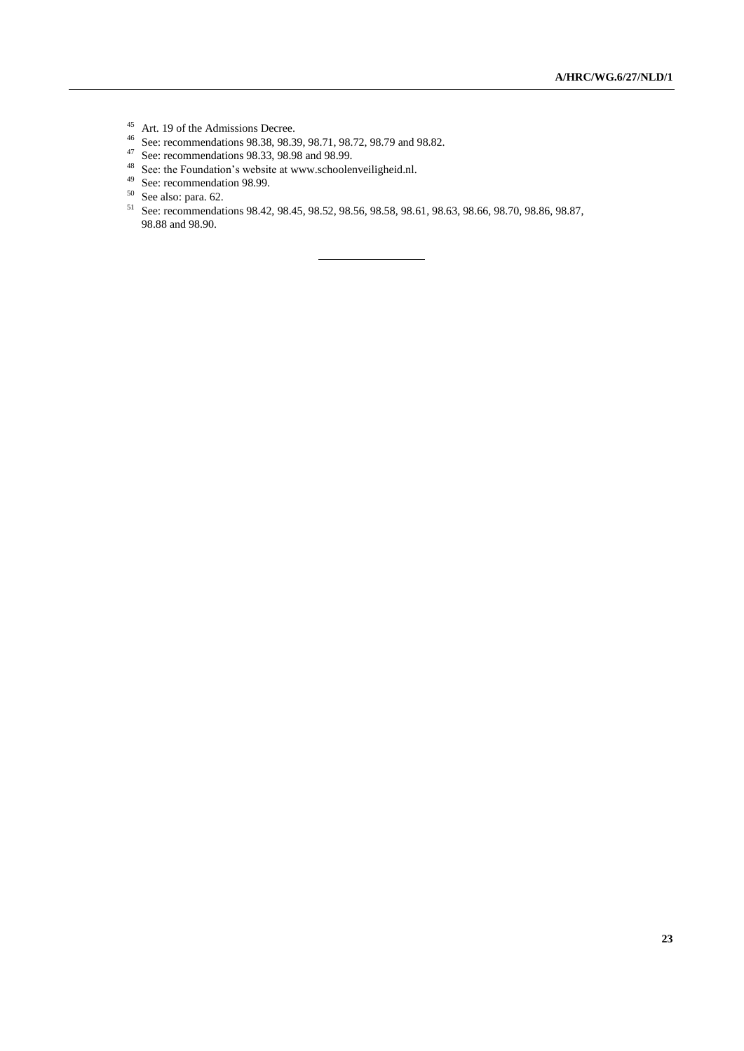[45] Art. 19 of the Admissions Decree.

[46] See: recommendations 98.38, 98.39, 98.71, 98.72, 98.79 and 98.82.

[47] See: recommendations 98.33, 98.98 and 98.99.

[48] See: the Foundation's website at www.schoolenveiligheid.nl.

[49] See: recommendation 98.99.

[50] See also: para. 62.

[51] See: recommendations 98.42, 98.45, 98.52, 98.56, 98.58, 98.61, 98.63, 98.66, 98.70, 98.86, 98.87, 98.88 and 98.90.